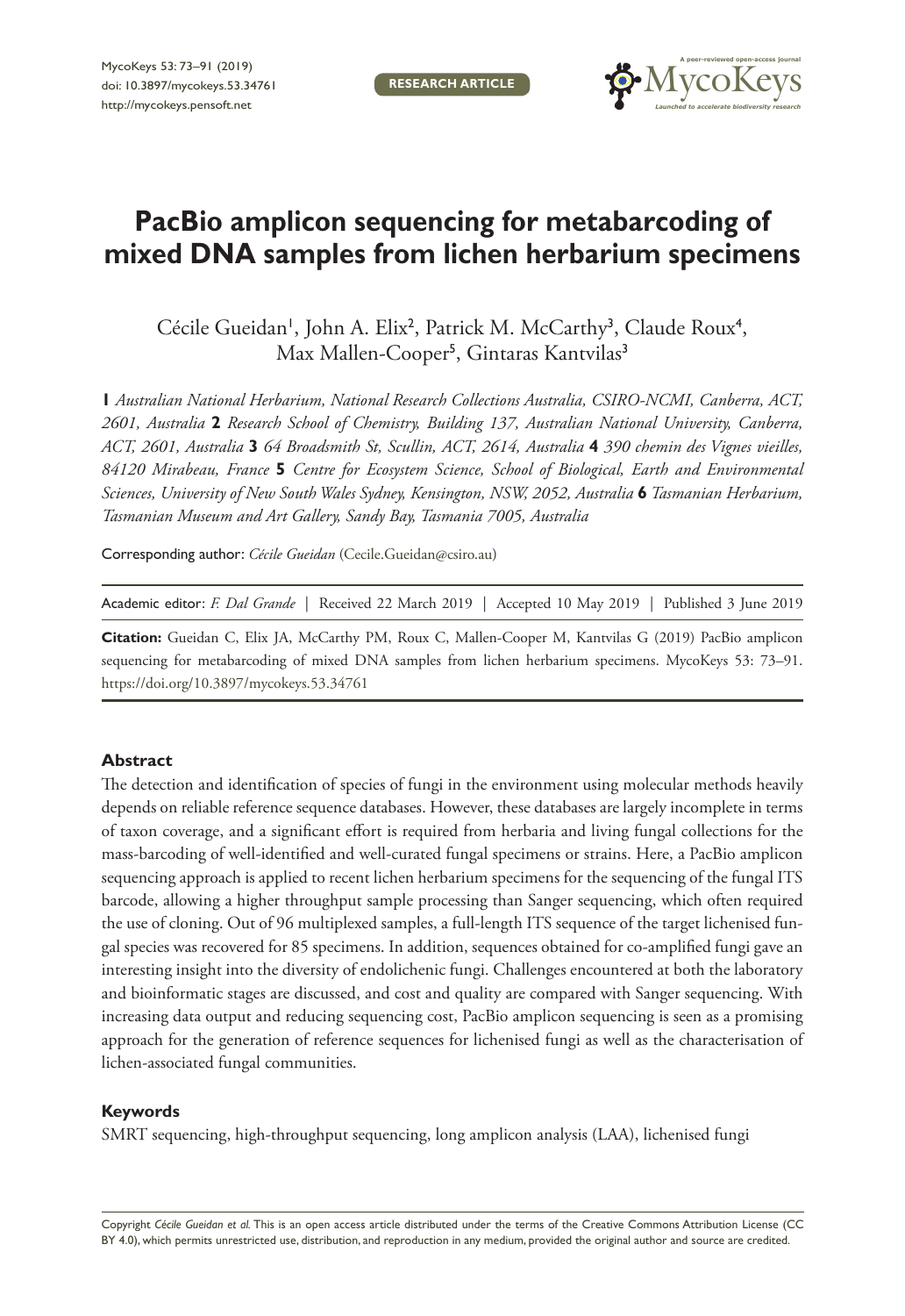RESEARCH ARTICLE

# PacBio amplicon sequencing for metabarcoding of mixed DNA samples from lichen herbarium specimens

Cécile Gueidan[1], John A. Elix[2], Patrick M. McCarthy[3], Claude Roux[4], Max Mallen-Cooper[5], Gintaras Kantvilas[3]

**1** *Australian National Herbarium, National Research Collections Australia, CSIRO-NCMI, Canberra, ACT, 2601, Australia* **2** *Research School of Chemistry, Building 137, Australian National University, Canberra, ACT, 2601, Australia* **3** *64 Broadsmith St, Scullin, ACT, 2614, Australia* **4** *390 chemin des Vignes vieilles, 84120 Mirabeau, France* **5** *Centre for Ecosystem Science, School of Biological, Earth and Environmental Sciences, University of New South Wales Sydney, Kensington, NSW, 2052, Australia* **6** *Tasmanian Herbarium, Tasmanian Museum and Art Gallery, Sandy Bay, Tasmania 7005, Australia*

Corresponding author: *Cécile Gueidan* (Cecile.Gueidan@csiro.au)

Academic editor: *F. Dal Grande* | Received 22 March 2019 | Accepted 10 May 2019 | Published 3 June 2019

**Citation:** Gueidan C, Elix JA, McCarthy PM, Roux C, Mallen-Cooper M, Kantvilas G (2019) PacBio amplicon sequencing for metabarcoding of mixed DNA samples from lichen herbarium specimens. MycoKeys 53: 73–91. https://doi.org/10.3897/mycokeys.53.34761

## Abstract

The detection and identification of species of fungi in the environment using molecular methods heavily depends on reliable reference sequence databases. However, these databases are largely incomplete in terms of taxon coverage, and a significant effort is required from herbaria and living fungal collections for the mass-barcoding of well-identified and well-curated fungal specimens or strains. Here, a PacBio amplicon sequencing approach is applied to recent lichen herbarium specimens for the sequencing of the fungal ITS barcode, allowing a higher throughput sample processing than Sanger sequencing, which often required the use of cloning. Out of 96 multiplexed samples, a full-length ITS sequence of the target lichenised fungal species was recovered for 85 specimens. In addition, sequences obtained for co-amplified fungi gave an interesting insight into the diversity of endolichenic fungi. Challenges encountered at both the laboratory and bioinformatic stages are discussed, and cost and quality are compared with Sanger sequencing. With increasing data output and reducing sequencing cost, PacBio amplicon sequencing is seen as a promising approach for the generation of reference sequences for lichenised fungi as well as the characterisation of lichen-associated fungal communities.

## Keywords

SMRT sequencing, high-throughput sequencing, long amplicon analysis (LAA), lichenised fungi

Copyright *Cécile Gueidan et al.* This is an open access article distributed under the terms of the Creative Commons Attribution License (CC BY 4.0), which permits unrestricted use, distribution, and reproduction in any medium, provided the original author and source are credited.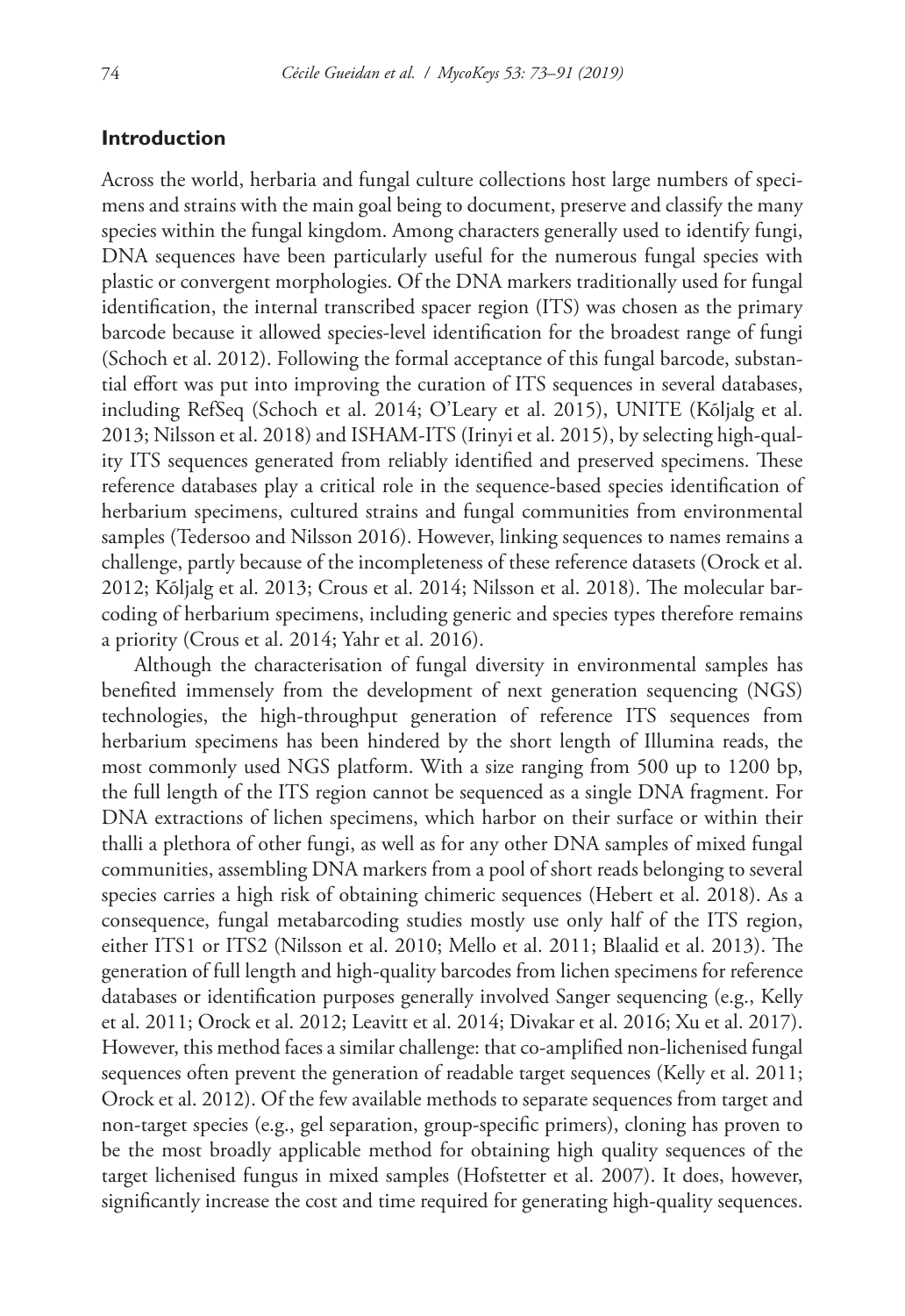## Introduction

Across the world, herbaria and fungal culture collections host large numbers of specimens and strains with the main goal being to document, preserve and classify the many species within the fungal kingdom. Among characters generally used to identify fungi, DNA sequences have been particularly useful for the numerous fungal species with plastic or convergent morphologies. Of the DNA markers traditionally used for fungal identification, the internal transcribed spacer region (ITS) was chosen as the primary barcode because it allowed species-level identification for the broadest range of fungi (Schoch et al. 2012). Following the formal acceptance of this fungal barcode, substantial effort was put into improving the curation of ITS sequences in several databases, including RefSeq (Schoch et al. 2014; O'Leary et al. 2015), UNITE (Kõljalg et al. 2013; Nilsson et al. 2018) and ISHAM-ITS (Irinyi et al. 2015), by selecting high-quality ITS sequences generated from reliably identified and preserved specimens. These reference databases play a critical role in the sequence-based species identification of herbarium specimens, cultured strains and fungal communities from environmental samples (Tedersoo and Nilsson 2016). However, linking sequences to names remains a challenge, partly because of the incompleteness of these reference datasets (Orock et al. 2012; Kõljalg et al. 2013; Crous et al. 2014; Nilsson et al. 2018). The molecular barcoding of herbarium specimens, including generic and species types therefore remains a priority (Crous et al. 2014; Yahr et al. 2016).

Although the characterisation of fungal diversity in environmental samples has benefited immensely from the development of next generation sequencing (NGS) technologies, the high-throughput generation of reference ITS sequences from herbarium specimens has been hindered by the short length of Illumina reads, the most commonly used NGS platform. With a size ranging from 500 up to 1200 bp, the full length of the ITS region cannot be sequenced as a single DNA fragment. For DNA extractions of lichen specimens, which harbor on their surface or within their thalli a plethora of other fungi, as well as for any other DNA samples of mixed fungal communities, assembling DNA markers from a pool of short reads belonging to several species carries a high risk of obtaining chimeric sequences (Hebert et al. 2018). As a consequence, fungal metabarcoding studies mostly use only half of the ITS region, either ITS1 or ITS2 (Nilsson et al. 2010; Mello et al. 2011; Blaalid et al. 2013). The generation of full length and high-quality barcodes from lichen specimens for reference databases or identification purposes generally involved Sanger sequencing (e.g., Kelly et al. 2011; Orock et al. 2012; Leavitt et al. 2014; Divakar et al. 2016; Xu et al. 2017). However, this method faces a similar challenge: that co-amplified non-lichenised fungal sequences often prevent the generation of readable target sequences (Kelly et al. 2011; Orock et al. 2012). Of the few available methods to separate sequences from target and non-target species (e.g., gel separation, group-specific primers), cloning has proven to be the most broadly applicable method for obtaining high quality sequences of the target lichenised fungus in mixed samples (Hofstetter et al. 2007). It does, however, significantly increase the cost and time required for generating high-quality sequences.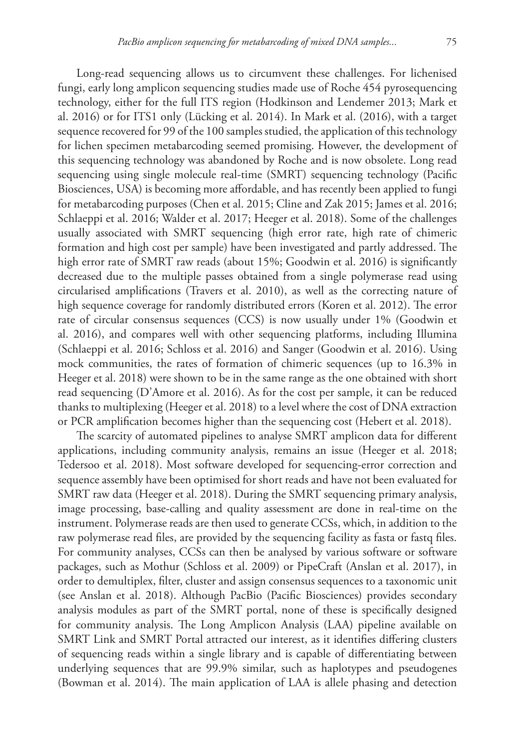Long-read sequencing allows us to circumvent these challenges. For lichenised fungi, early long amplicon sequencing studies made use of Roche 454 pyrosequencing technology, either for the full ITS region (Hodkinson and Lendemer 2013; Mark et al. 2016) or for ITS1 only (Lücking et al. 2014). In Mark et al. (2016), with a target sequence recovered for 99 of the 100 samples studied, the application of this technology for lichen specimen metabarcoding seemed promising. However, the development of this sequencing technology was abandoned by Roche and is now obsolete. Long read sequencing using single molecule real-time (SMRT) sequencing technology (Pacific Biosciences, USA) is becoming more affordable, and has recently been applied to fungi for metabarcoding purposes (Chen et al. 2015; Cline and Zak 2015; James et al. 2016; Schlaeppi et al. 2016; Walder et al. 2017; Heeger et al. 2018). Some of the challenges usually associated with SMRT sequencing (high error rate, high rate of chimeric formation and high cost per sample) have been investigated and partly addressed. The high error rate of SMRT raw reads (about 15%; Goodwin et al. 2016) is significantly decreased due to the multiple passes obtained from a single polymerase read using circularised amplifications (Travers et al. 2010), as well as the correcting nature of high sequence coverage for randomly distributed errors (Koren et al. 2012). The error rate of circular consensus sequences (CCS) is now usually under 1% (Goodwin et al. 2016), and compares well with other sequencing platforms, including Illumina (Schlaeppi et al. 2016; Schloss et al. 2016) and Sanger (Goodwin et al. 2016). Using mock communities, the rates of formation of chimeric sequences (up to 16.3% in Heeger et al. 2018) were shown to be in the same range as the one obtained with short read sequencing (D'Amore et al. 2016). As for the cost per sample, it can be reduced thanks to multiplexing (Heeger et al. 2018) to a level where the cost of DNA extraction or PCR amplification becomes higher than the sequencing cost (Hebert et al. 2018).

The scarcity of automated pipelines to analyse SMRT amplicon data for different applications, including community analysis, remains an issue (Heeger et al. 2018; Tedersoo et al. 2018). Most software developed for sequencing-error correction and sequence assembly have been optimised for short reads and have not been evaluated for SMRT raw data (Heeger et al. 2018). During the SMRT sequencing primary analysis, image processing, base-calling and quality assessment are done in real-time on the instrument. Polymerase reads are then used to generate CCSs, which, in addition to the raw polymerase read files, are provided by the sequencing facility as fasta or fastq files. For community analyses, CCSs can then be analysed by various software or software packages, such as Mothur (Schloss et al. 2009) or PipeCraft (Anslan et al. 2017), in order to demultiplex, filter, cluster and assign consensus sequences to a taxonomic unit (see Anslan et al. 2018). Although PacBio (Pacific Biosciences) provides secondary analysis modules as part of the SMRT portal, none of these is specifically designed for community analysis. The Long Amplicon Analysis (LAA) pipeline available on SMRT Link and SMRT Portal attracted our interest, as it identifies differing clusters of sequencing reads within a single library and is capable of differentiating between underlying sequences that are 99.9% similar, such as haplotypes and pseudogenes (Bowman et al. 2014). The main application of LAA is allele phasing and detection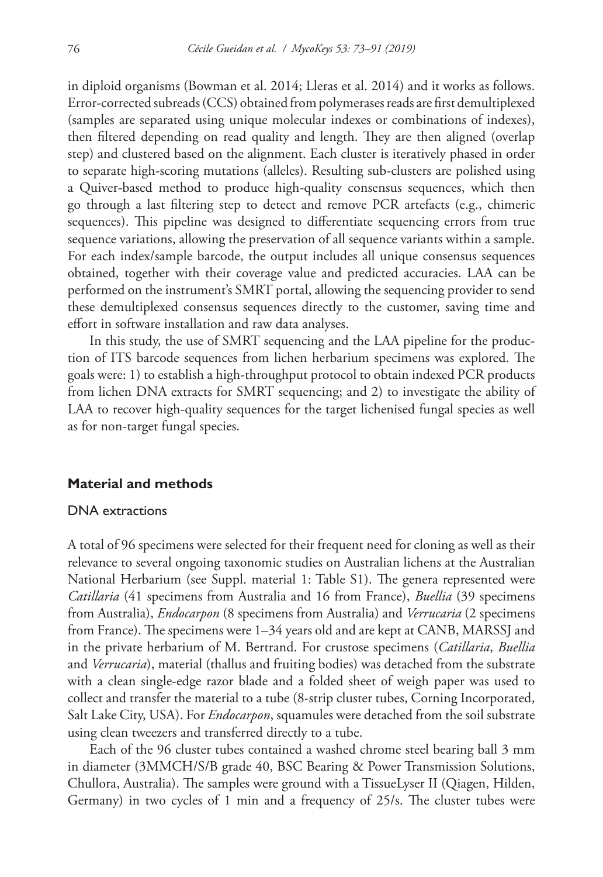in diploid organisms (Bowman et al. 2014; Lleras et al. 2014) and it works as follows. Error-corrected subreads (CCS) obtained from polymerases reads are first demultiplexed (samples are separated using unique molecular indexes or combinations of indexes), then filtered depending on read quality and length. They are then aligned (overlap step) and clustered based on the alignment. Each cluster is iteratively phased in order to separate high-scoring mutations (alleles). Resulting sub-clusters are polished using a Quiver-based method to produce high-quality consensus sequences, which then go through a last filtering step to detect and remove PCR artefacts (e.g., chimeric sequences). This pipeline was designed to differentiate sequencing errors from true sequence variations, allowing the preservation of all sequence variants within a sample. For each index/sample barcode, the output includes all unique consensus sequences obtained, together with their coverage value and predicted accuracies. LAA can be performed on the instrument's SMRT portal, allowing the sequencing provider to send these demultiplexed consensus sequences directly to the customer, saving time and effort in software installation and raw data analyses.

In this study, the use of SMRT sequencing and the LAA pipeline for the production of ITS barcode sequences from lichen herbarium specimens was explored. The goals were: 1) to establish a high-throughput protocol to obtain indexed PCR products from lichen DNA extracts for SMRT sequencing; and 2) to investigate the ability of LAA to recover high-quality sequences for the target lichenised fungal species as well as for non-target fungal species.

## Material and methods

### DNA extractions

A total of 96 specimens were selected for their frequent need for cloning as well as their relevance to several ongoing taxonomic studies on Australian lichens at the Australian National Herbarium (see Suppl. material 1: Table S1). The genera represented were *Catillaria* (41 specimens from Australia and 16 from France), *Buellia* (39 specimens from Australia), *Endocarpon* (8 specimens from Australia) and *Verrucaria* (2 specimens from France). The specimens were 1–34 years old and are kept at CANB, MARSSJ and in the private herbarium of M. Bertrand. For crustose specimens (*Catillaria*, *Buellia* and *Verrucaria*), material (thallus and fruiting bodies) was detached from the substrate with a clean single-edge razor blade and a folded sheet of weigh paper was used to collect and transfer the material to a tube (8-strip cluster tubes, Corning Incorporated, Salt Lake City, USA). For *Endocarpon*, squamules were detached from the soil substrate using clean tweezers and transferred directly to a tube.

Each of the 96 cluster tubes contained a washed chrome steel bearing ball 3 mm in diameter (3MMCH/S/B grade 40, BSC Bearing & Power Transmission Solutions, Chullora, Australia). The samples were ground with a TissueLyser II (Qiagen, Hilden, Germany) in two cycles of 1 min and a frequency of 25/s. The cluster tubes were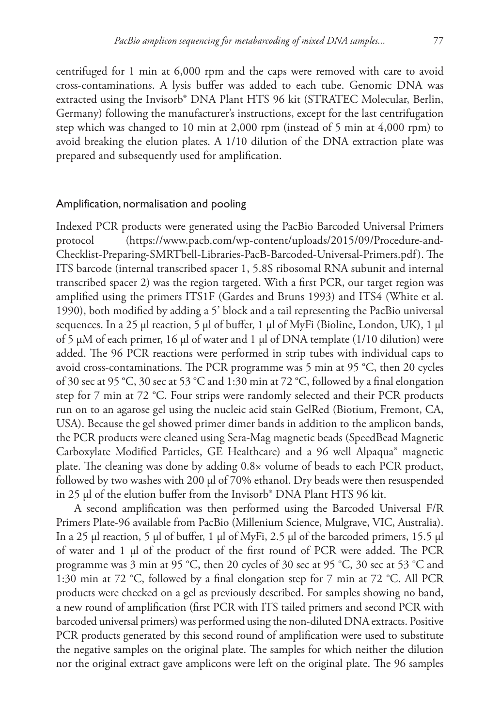centrifuged for 1 min at 6,000 rpm and the caps were removed with care to avoid cross-contaminations. A lysis buffer was added to each tube. Genomic DNA was extracted using the Invisorb® DNA Plant HTS 96 kit (STRATEC Molecular, Berlin, Germany) following the manufacturer's instructions, except for the last centrifugation step which was changed to 10 min at 2,000 rpm (instead of 5 min at 4,000 rpm) to avoid breaking the elution plates. A 1/10 dilution of the DNA extraction plate was prepared and subsequently used for amplification.

## Amplification, normalisation and pooling

Indexed PCR products were generated using the PacBio Barcoded Universal Primers protocol (https://www.pacb.com/wp-content/uploads/2015/09/Procedure-and-Checklist-Preparing-SMRTbell-Libraries-PacB-Barcoded-Universal-Primers.pdf). The ITS barcode (internal transcribed spacer 1, 5.8S ribosomal RNA subunit and internal transcribed spacer 2) was the region targeted. With a first PCR, our target region was amplified using the primers ITS1F (Gardes and Bruns 1993) and ITS4 (White et al. 1990), both modified by adding a 5' block and a tail representing the PacBio universal sequences. In a 25 µl reaction, 5 µl of buffer, 1 µl of MyFi (Bioline, London, UK), 1 µl of 5 µM of each primer, 16 µl of water and 1 µl of DNA template (1/10 dilution) were added. The 96 PCR reactions were performed in strip tubes with individual caps to avoid cross-contaminations. The PCR programme was 5 min at 95 °C, then 20 cycles of 30 sec at 95 °C, 30 sec at 53 °C and 1:30 min at 72 °C, followed by a final elongation step for 7 min at 72 °C. Four strips were randomly selected and their PCR products run on to an agarose gel using the nucleic acid stain GelRed (Biotium, Fremont, CA, USA). Because the gel showed primer dimer bands in addition to the amplicon bands, the PCR products were cleaned using Sera-Mag magnetic beads (SpeedBead Magnetic Carboxylate Modified Particles, GE Healthcare) and a 96 well Alpaqua® magnetic plate. The cleaning was done by adding 0.8× volume of beads to each PCR product, followed by two washes with 200 µl of 70% ethanol. Dry beads were then resuspended in 25 µl of the elution buffer from the Invisorb® DNA Plant HTS 96 kit.

A second amplification was then performed using the Barcoded Universal F/R Primers Plate-96 available from PacBio (Millenium Science, Mulgrave, VIC, Australia). In a 25 µl reaction, 5 µl of buffer, 1 µl of MyFi, 2.5 µl of the barcoded primers, 15.5 µl of water and 1 µl of the product of the first round of PCR were added. The PCR programme was 3 min at 95 °C, then 20 cycles of 30 sec at 95 °C, 30 sec at 53 °C and 1:30 min at 72 °C, followed by a final elongation step for 7 min at 72 °C. All PCR products were checked on a gel as previously described. For samples showing no band, a new round of amplification (first PCR with ITS tailed primers and second PCR with barcoded universal primers) was performed using the non-diluted DNA extracts. Positive PCR products generated by this second round of amplification were used to substitute the negative samples on the original plate. The samples for which neither the dilution nor the original extract gave amplicons were left on the original plate. The 96 samples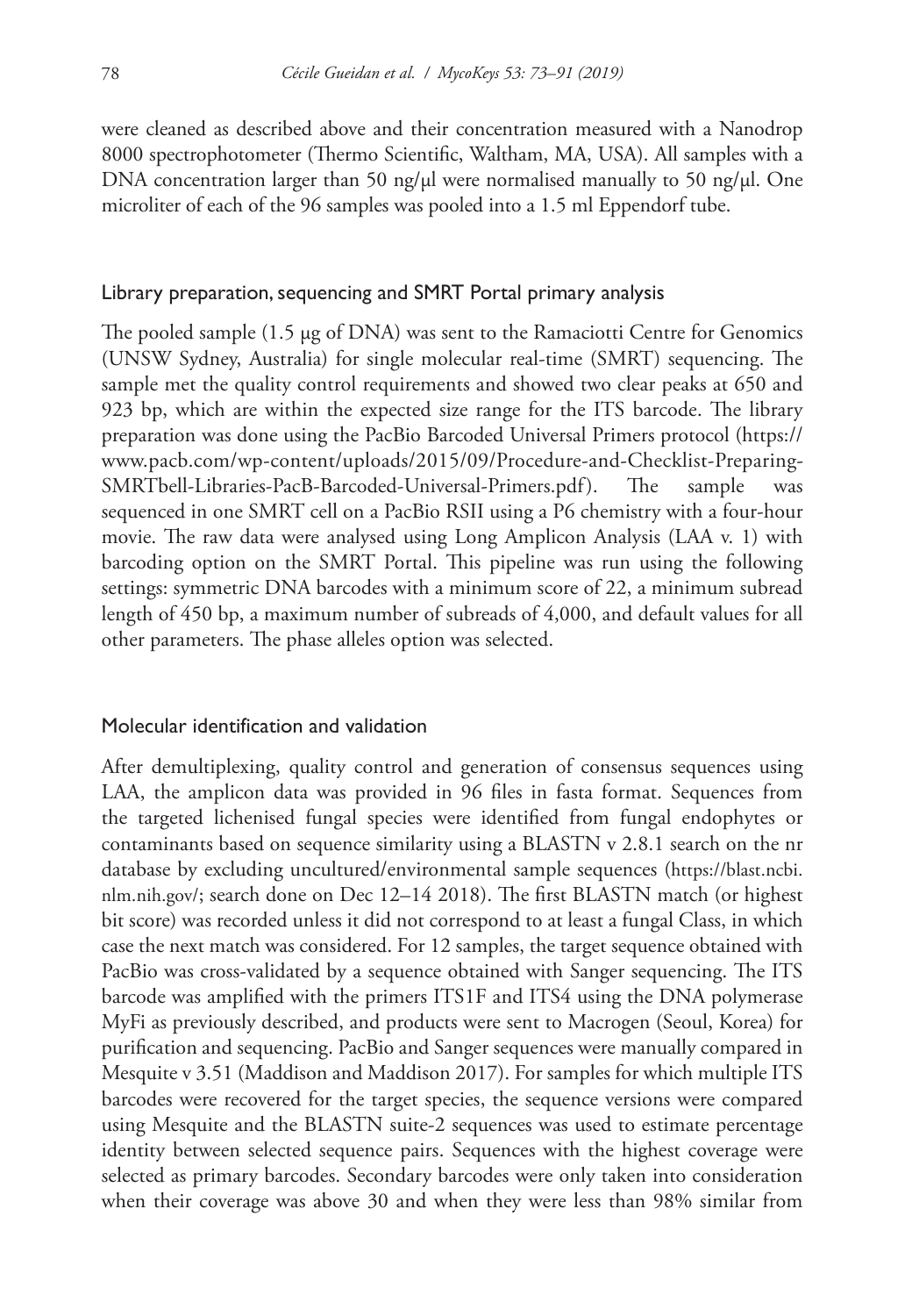were cleaned as described above and their concentration measured with a Nanodrop 8000 spectrophotometer (Thermo Scientific, Waltham, MA, USA). All samples with a DNA concentration larger than 50 ng/µl were normalised manually to 50 ng/µl. One microliter of each of the 96 samples was pooled into a 1.5 ml Eppendorf tube.

## Library preparation, sequencing and SMRT Portal primary analysis

The pooled sample (1.5 µg of DNA) was sent to the Ramaciotti Centre for Genomics (UNSW Sydney, Australia) for single molecular real-time (SMRT) sequencing. The sample met the quality control requirements and showed two clear peaks at 650 and 923 bp, which are within the expected size range for the ITS barcode. The library preparation was done using the PacBio Barcoded Universal Primers protocol (https://www.pacb.com/wp-content/uploads/2015/09/Procedure-and-Checklist-Preparing-SMRTbell-Libraries-PacB-Barcoded-Universal-Primers.pdf). The sample was sequenced in one SMRT cell on a PacBio RSII using a P6 chemistry with a four-hour movie. The raw data were analysed using Long Amplicon Analysis (LAA v. 1) with barcoding option on the SMRT Portal. This pipeline was run using the following settings: symmetric DNA barcodes with a minimum score of 22, a minimum subread length of 450 bp, a maximum number of subreads of 4,000, and default values for all other parameters. The phase alleles option was selected.

## Molecular identification and validation

After demultiplexing, quality control and generation of consensus sequences using LAA, the amplicon data was provided in 96 files in fasta format. Sequences from the targeted lichenised fungal species were identified from fungal endophytes or contaminants based on sequence similarity using a BLASTN v 2.8.1 search on the nr database by excluding uncultured/environmental sample sequences (https://blast.ncbi.nlm.nih.gov/; search done on Dec 12–14 2018). The first BLASTN match (or highest bit score) was recorded unless it did not correspond to at least a fungal Class, in which case the next match was considered. For 12 samples, the target sequence obtained with PacBio was cross-validated by a sequence obtained with Sanger sequencing. The ITS barcode was amplified with the primers ITS1F and ITS4 using the DNA polymerase MyFi as previously described, and products were sent to Macrogen (Seoul, Korea) for purification and sequencing. PacBio and Sanger sequences were manually compared in Mesquite v 3.51 (Maddison and Maddison 2017). For samples for which multiple ITS barcodes were recovered for the target species, the sequence versions were compared using Mesquite and the BLASTN suite-2 sequences was used to estimate percentage identity between selected sequence pairs. Sequences with the highest coverage were selected as primary barcodes. Secondary barcodes were only taken into consideration when their coverage was above 30 and when they were less than 98% similar from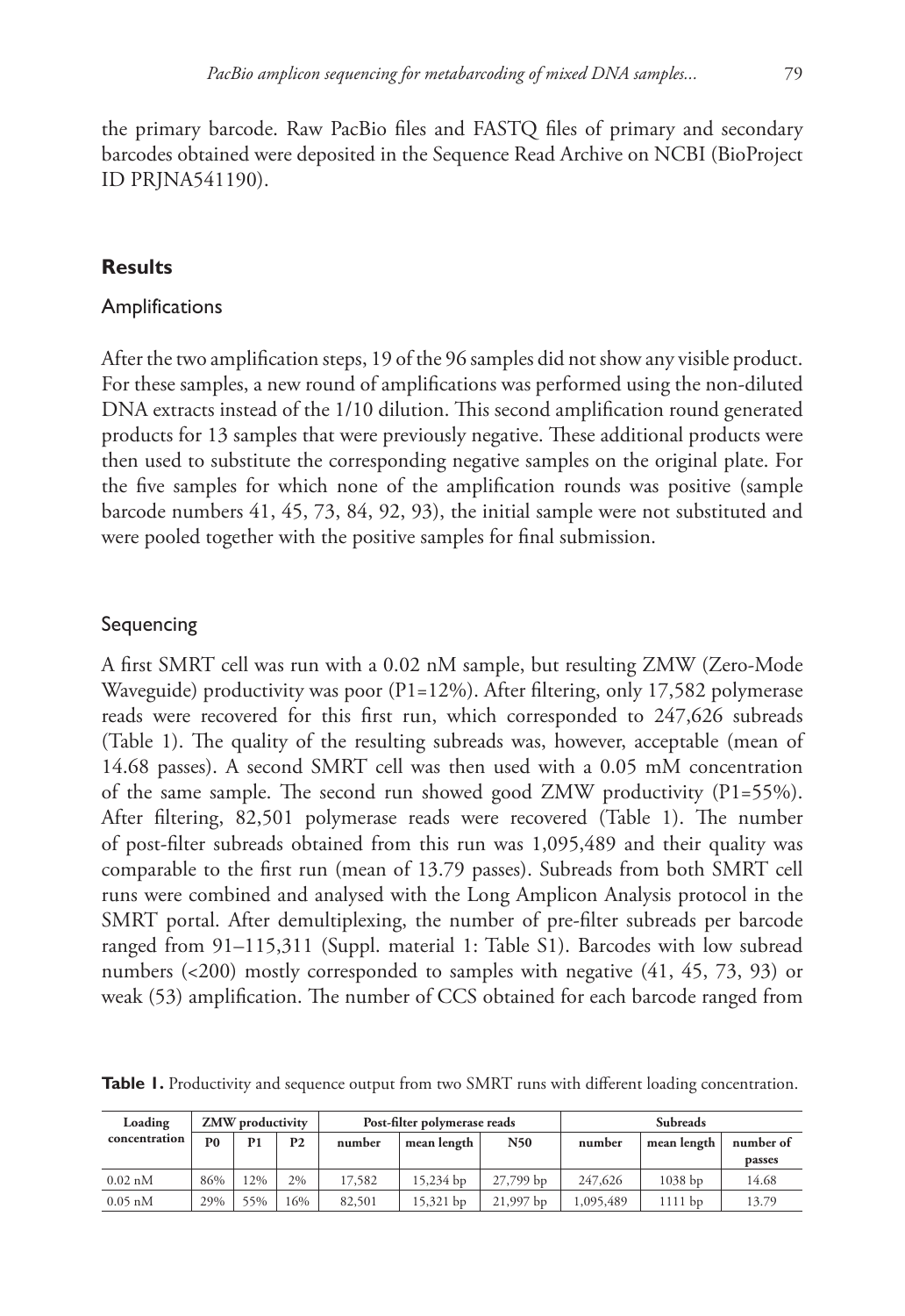the primary barcode. Raw PacBio files and FASTQ files of primary and secondary barcodes obtained were deposited in the Sequence Read Archive on NCBI (BioProject ID PRJNA541190).

## Results

### Amplifications

After the two amplification steps, 19 of the 96 samples did not show any visible product. For these samples, a new round of amplifications was performed using the non-diluted DNA extracts instead of the 1/10 dilution. This second amplification round generated products for 13 samples that were previously negative. These additional products were then used to substitute the corresponding negative samples on the original plate. For the five samples for which none of the amplification rounds was positive (sample barcode numbers 41, 45, 73, 84, 92, 93), the initial sample were not substituted and were pooled together with the positive samples for final submission.

### Sequencing

A first SMRT cell was run with a 0.02 nM sample, but resulting ZMW (Zero-Mode Waveguide) productivity was poor (P1=12%). After filtering, only 17,582 polymerase reads were recovered for this first run, which corresponded to 247,626 subreads (Table 1). The quality of the resulting subreads was, however, acceptable (mean of 14.68 passes). A second SMRT cell was then used with a 0.05 mM concentration of the same sample. The second run showed good ZMW productivity (P1=55%). After filtering, 82,501 polymerase reads were recovered (Table 1). The number of post-filter subreads obtained from this run was 1,095,489 and their quality was comparable to the first run (mean of 13.79 passes). Subreads from both SMRT cell runs were combined and analysed with the Long Amplicon Analysis protocol in the SMRT portal. After demultiplexing, the number of pre-filter subreads per barcode ranged from 91–115,311 (Suppl. material 1: Table S1). Barcodes with low subread numbers (<200) mostly corresponded to samples with negative (41, 45, 73, 93) or weak (53) amplification. The number of CCS obtained for each barcode ranged from

**Table 1.** Productivity and sequence output from two SMRT runs with different loading concentration.

| Loading concentration | ZMW productivity | | | Post-filter polymerase reads | | | Subreads | | |
|---|---|---|---|---|---|---|---|---|---|
| | P0 | P1 | P2 | number | mean length | N50 | number | mean length | number of passes |
| 0.02 nM | 86% | 12% | 2% | 17,582 | 15,234 bp | 27,799 bp | 247,626 | 1038 bp | 14.68 |
| 0.05 nM | 29% | 55% | 16% | 82,501 | 15,321 bp | 21,997 bp | 1,095,489 | 1111 bp | 13.79 |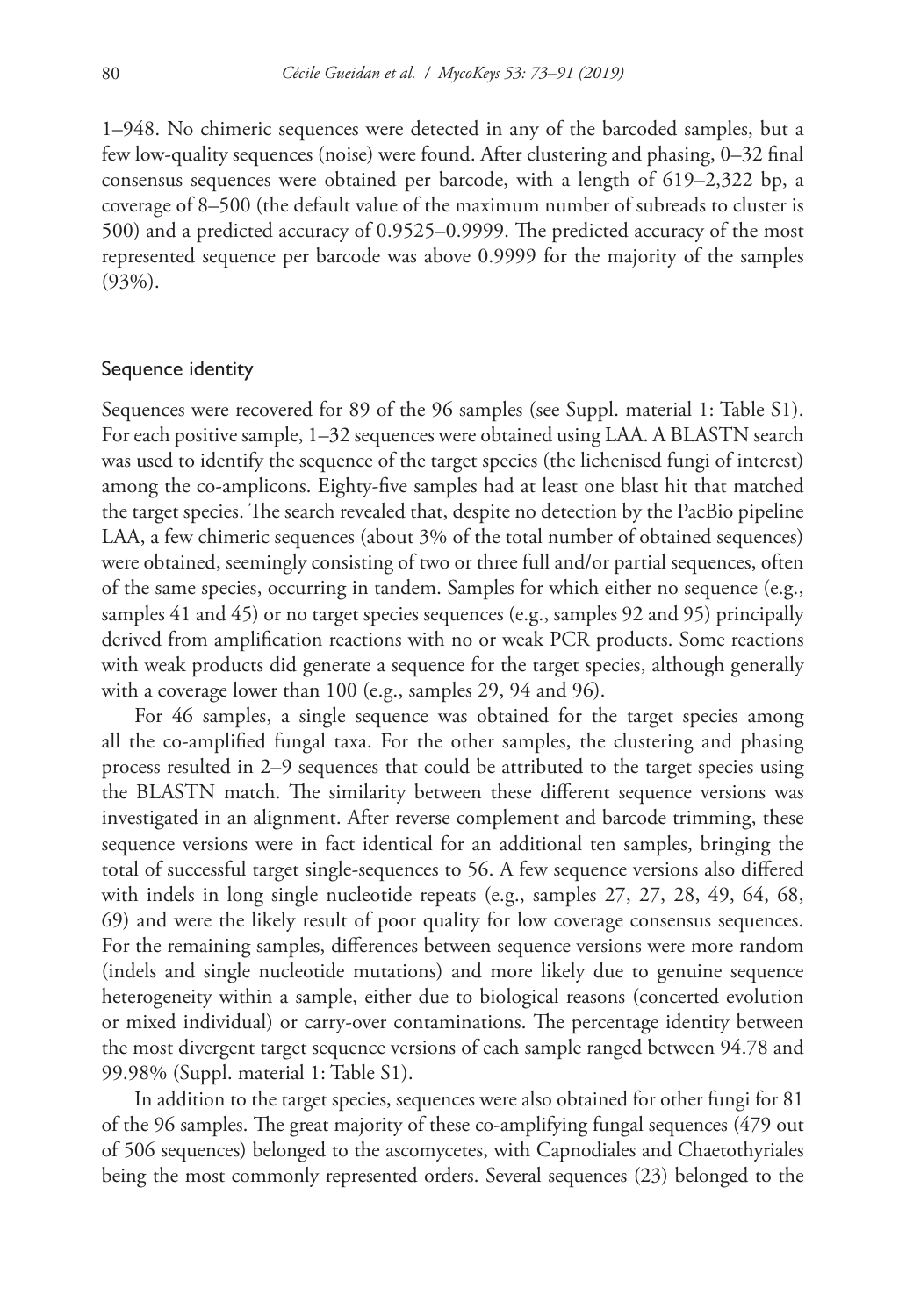1–948. No chimeric sequences were detected in any of the barcoded samples, but a few low-quality sequences (noise) were found. After clustering and phasing, 0–32 final consensus sequences were obtained per barcode, with a length of 619–2,322 bp, a coverage of 8–500 (the default value of the maximum number of subreads to cluster is 500) and a predicted accuracy of 0.9525–0.9999. The predicted accuracy of the most represented sequence per barcode was above 0.9999 for the majority of the samples (93%).

## Sequence identity

Sequences were recovered for 89 of the 96 samples (see Suppl. material 1: Table S1). For each positive sample, 1–32 sequences were obtained using LAA. A BLASTN search was used to identify the sequence of the target species (the lichenised fungi of interest) among the co-amplicons. Eighty-five samples had at least one blast hit that matched the target species. The search revealed that, despite no detection by the PacBio pipeline LAA, a few chimeric sequences (about 3% of the total number of obtained sequences) were obtained, seemingly consisting of two or three full and/or partial sequences, often of the same species, occurring in tandem. Samples for which either no sequence (e.g., samples 41 and 45) or no target species sequences (e.g., samples 92 and 95) principally derived from amplification reactions with no or weak PCR products. Some reactions with weak products did generate a sequence for the target species, although generally with a coverage lower than 100 (e.g., samples 29, 94 and 96).

For 46 samples, a single sequence was obtained for the target species among all the co-amplified fungal taxa. For the other samples, the clustering and phasing process resulted in 2–9 sequences that could be attributed to the target species using the BLASTN match. The similarity between these different sequence versions was investigated in an alignment. After reverse complement and barcode trimming, these sequence versions were in fact identical for an additional ten samples, bringing the total of successful target single-sequences to 56. A few sequence versions also differed with indels in long single nucleotide repeats (e.g., samples 27, 27, 28, 49, 64, 68, 69) and were the likely result of poor quality for low coverage consensus sequences. For the remaining samples, differences between sequence versions were more random (indels and single nucleotide mutations) and more likely due to genuine sequence heterogeneity within a sample, either due to biological reasons (concerted evolution or mixed individual) or carry-over contaminations. The percentage identity between the most divergent target sequence versions of each sample ranged between 94.78 and 99.98% (Suppl. material 1: Table S1).

In addition to the target species, sequences were also obtained for other fungi for 81 of the 96 samples. The great majority of these co-amplifying fungal sequences (479 out of 506 sequences) belonged to the ascomycetes, with Capnodiales and Chaetothyriales being the most commonly represented orders. Several sequences (23) belonged to the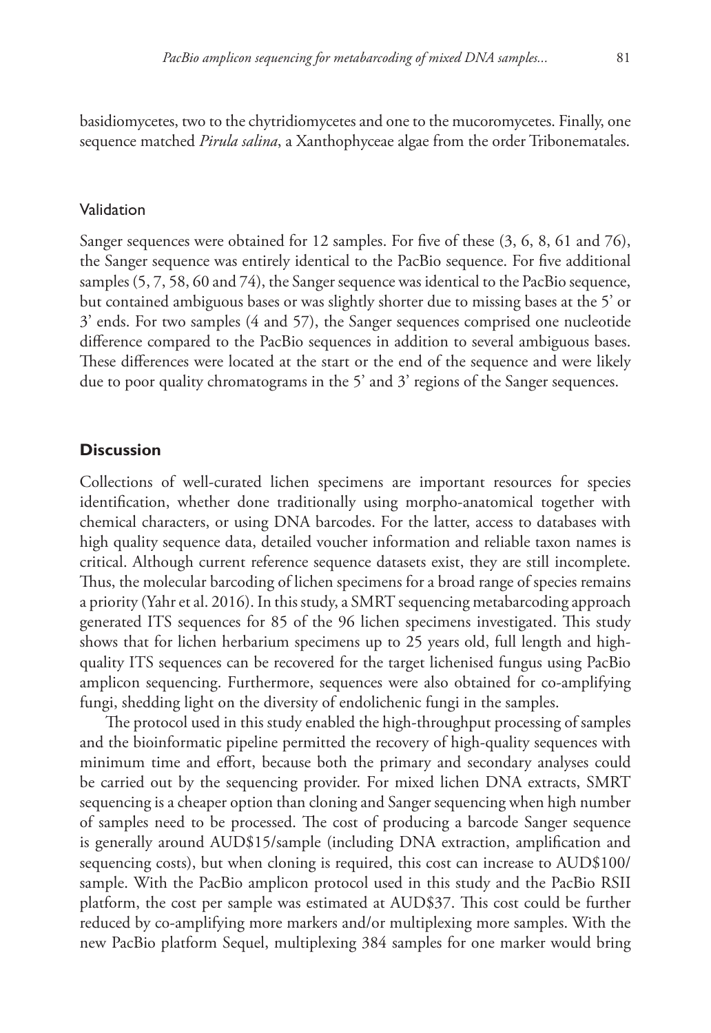basidiomycetes, two to the chytridiomycetes and one to the mucoromycetes. Finally, one sequence matched *Pirula salina*, a Xanthophyceae algae from the order Tribonematales.

### Validation

Sanger sequences were obtained for 12 samples. For five of these (3, 6, 8, 61 and 76), the Sanger sequence was entirely identical to the PacBio sequence. For five additional samples (5, 7, 58, 60 and 74), the Sanger sequence was identical to the PacBio sequence, but contained ambiguous bases or was slightly shorter due to missing bases at the 5' or 3' ends. For two samples (4 and 57), the Sanger sequences comprised one nucleotide difference compared to the PacBio sequences in addition to several ambiguous bases. These differences were located at the start or the end of the sequence and were likely due to poor quality chromatograms in the 5' and 3' regions of the Sanger sequences.

## Discussion

Collections of well-curated lichen specimens are important resources for species identification, whether done traditionally using morpho-anatomical together with chemical characters, or using DNA barcodes. For the latter, access to databases with high quality sequence data, detailed voucher information and reliable taxon names is critical. Although current reference sequence datasets exist, they are still incomplete. Thus, the molecular barcoding of lichen specimens for a broad range of species remains a priority (Yahr et al. 2016). In this study, a SMRT sequencing metabarcoding approach generated ITS sequences for 85 of the 96 lichen specimens investigated. This study shows that for lichen herbarium specimens up to 25 years old, full length and high-quality ITS sequences can be recovered for the target lichenised fungus using PacBio amplicon sequencing. Furthermore, sequences were also obtained for co-amplifying fungi, shedding light on the diversity of endolichenic fungi in the samples.

The protocol used in this study enabled the high-throughput processing of samples and the bioinformatic pipeline permitted the recovery of high-quality sequences with minimum time and effort, because both the primary and secondary analyses could be carried out by the sequencing provider. For mixed lichen DNA extracts, SMRT sequencing is a cheaper option than cloning and Sanger sequencing when high number of samples need to be processed. The cost of producing a barcode Sanger sequence is generally around AUD$15/sample (including DNA extraction, amplification and sequencing costs), but when cloning is required, this cost can increase to AUD$100/sample. With the PacBio amplicon protocol used in this study and the PacBio RSII platform, the cost per sample was estimated at AUD$37. This cost could be further reduced by co-amplifying more markers and/or multiplexing more samples. With the new PacBio platform Sequel, multiplexing 384 samples for one marker would bring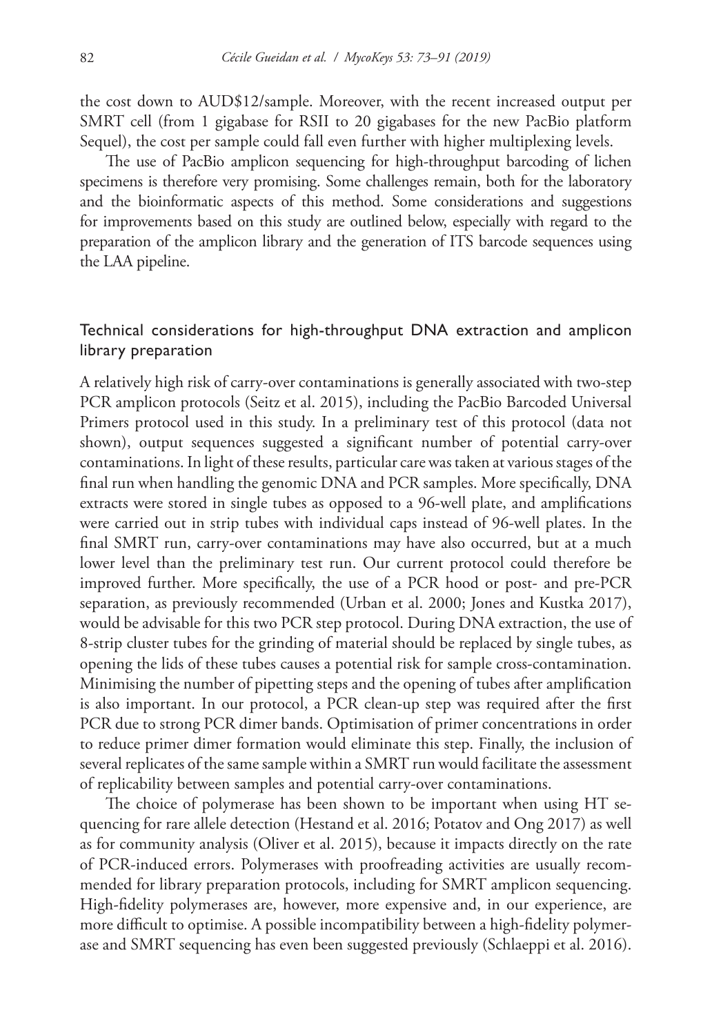the cost down to AUD$12/sample. Moreover, with the recent increased output per SMRT cell (from 1 gigabase for RSII to 20 gigabases for the new PacBio platform Sequel), the cost per sample could fall even further with higher multiplexing levels.

The use of PacBio amplicon sequencing for high-throughput barcoding of lichen specimens is therefore very promising. Some challenges remain, both for the laboratory and the bioinformatic aspects of this method. Some considerations and suggestions for improvements based on this study are outlined below, especially with regard to the preparation of the amplicon library and the generation of ITS barcode sequences using the LAA pipeline.

## Technical considerations for high-throughput DNA extraction and amplicon library preparation

A relatively high risk of carry-over contaminations is generally associated with two-step PCR amplicon protocols (Seitz et al. 2015), including the PacBio Barcoded Universal Primers protocol used in this study. In a preliminary test of this protocol (data not shown), output sequences suggested a significant number of potential carry-over contaminations. In light of these results, particular care was taken at various stages of the final run when handling the genomic DNA and PCR samples. More specifically, DNA extracts were stored in single tubes as opposed to a 96-well plate, and amplifications were carried out in strip tubes with individual caps instead of 96-well plates. In the final SMRT run, carry-over contaminations may have also occurred, but at a much lower level than the preliminary test run. Our current protocol could therefore be improved further. More specifically, the use of a PCR hood or post- and pre-PCR separation, as previously recommended (Urban et al. 2000; Jones and Kustka 2017), would be advisable for this two PCR step protocol. During DNA extraction, the use of 8-strip cluster tubes for the grinding of material should be replaced by single tubes, as opening the lids of these tubes causes a potential risk for sample cross-contamination. Minimising the number of pipetting steps and the opening of tubes after amplification is also important. In our protocol, a PCR clean-up step was required after the first PCR due to strong PCR dimer bands. Optimisation of primer concentrations in order to reduce primer dimer formation would eliminate this step. Finally, the inclusion of several replicates of the same sample within a SMRT run would facilitate the assessment of replicability between samples and potential carry-over contaminations.

The choice of polymerase has been shown to be important when using HT sequencing for rare allele detection (Hestand et al. 2016; Potatov and Ong 2017) as well as for community analysis (Oliver et al. 2015), because it impacts directly on the rate of PCR-induced errors. Polymerases with proofreading activities are usually recommended for library preparation protocols, including for SMRT amplicon sequencing. High-fidelity polymerases are, however, more expensive and, in our experience, are more difficult to optimise. A possible incompatibility between a high-fidelity polymerase and SMRT sequencing has even been suggested previously (Schlaeppi et al. 2016).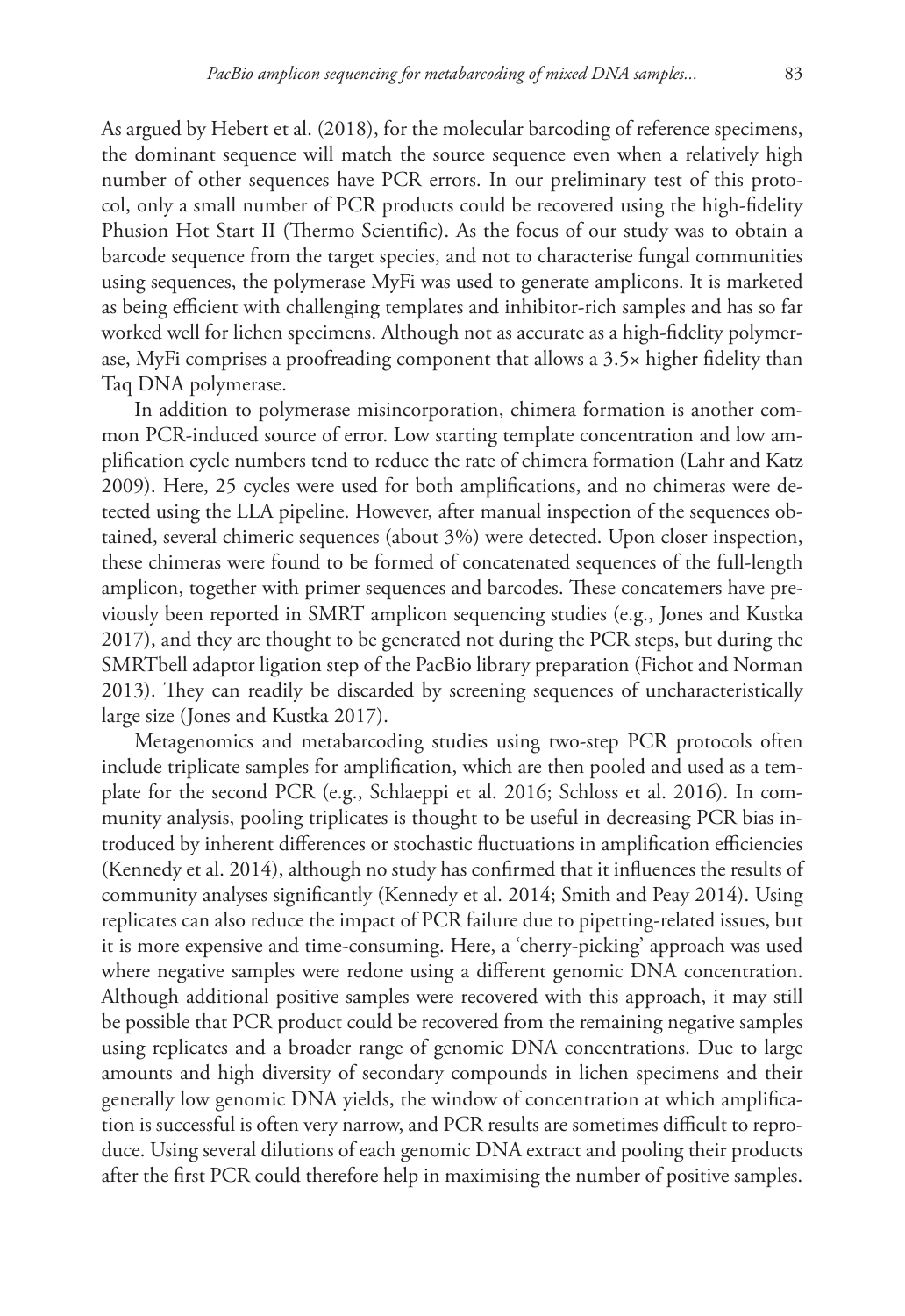As argued by Hebert et al. (2018), for the molecular barcoding of reference specimens, the dominant sequence will match the source sequence even when a relatively high number of other sequences have PCR errors. In our preliminary test of this protocol, only a small number of PCR products could be recovered using the high-fidelity Phusion Hot Start II (Thermo Scientific). As the focus of our study was to obtain a barcode sequence from the target species, and not to characterise fungal communities using sequences, the polymerase MyFi was used to generate amplicons. It is marketed as being efficient with challenging templates and inhibitor-rich samples and has so far worked well for lichen specimens. Although not as accurate as a high-fidelity polymerase, MyFi comprises a proofreading component that allows a 3.5× higher fidelity than Taq DNA polymerase.

In addition to polymerase misincorporation, chimera formation is another common PCR-induced source of error. Low starting template concentration and low amplification cycle numbers tend to reduce the rate of chimera formation (Lahr and Katz 2009). Here, 25 cycles were used for both amplifications, and no chimeras were detected using the LLA pipeline. However, after manual inspection of the sequences obtained, several chimeric sequences (about 3%) were detected. Upon closer inspection, these chimeras were found to be formed of concatenated sequences of the full-length amplicon, together with primer sequences and barcodes. These concatemers have previously been reported in SMRT amplicon sequencing studies (e.g., Jones and Kustka 2017), and they are thought to be generated not during the PCR steps, but during the SMRTbell adaptor ligation step of the PacBio library preparation (Fichot and Norman 2013). They can readily be discarded by screening sequences of uncharacteristically large size (Jones and Kustka 2017).

Metagenomics and metabarcoding studies using two-step PCR protocols often include triplicate samples for amplification, which are then pooled and used as a template for the second PCR (e.g., Schlaeppi et al. 2016; Schloss et al. 2016). In community analysis, pooling triplicates is thought to be useful in decreasing PCR bias introduced by inherent differences or stochastic fluctuations in amplification efficiencies (Kennedy et al. 2014), although no study has confirmed that it influences the results of community analyses significantly (Kennedy et al. 2014; Smith and Peay 2014). Using replicates can also reduce the impact of PCR failure due to pipetting-related issues, but it is more expensive and time-consuming. Here, a 'cherry-picking' approach was used where negative samples were redone using a different genomic DNA concentration. Although additional positive samples were recovered with this approach, it may still be possible that PCR product could be recovered from the remaining negative samples using replicates and a broader range of genomic DNA concentrations. Due to large amounts and high diversity of secondary compounds in lichen specimens and their generally low genomic DNA yields, the window of concentration at which amplification is successful is often very narrow, and PCR results are sometimes difficult to reproduce. Using several dilutions of each genomic DNA extract and pooling their products after the first PCR could therefore help in maximising the number of positive samples.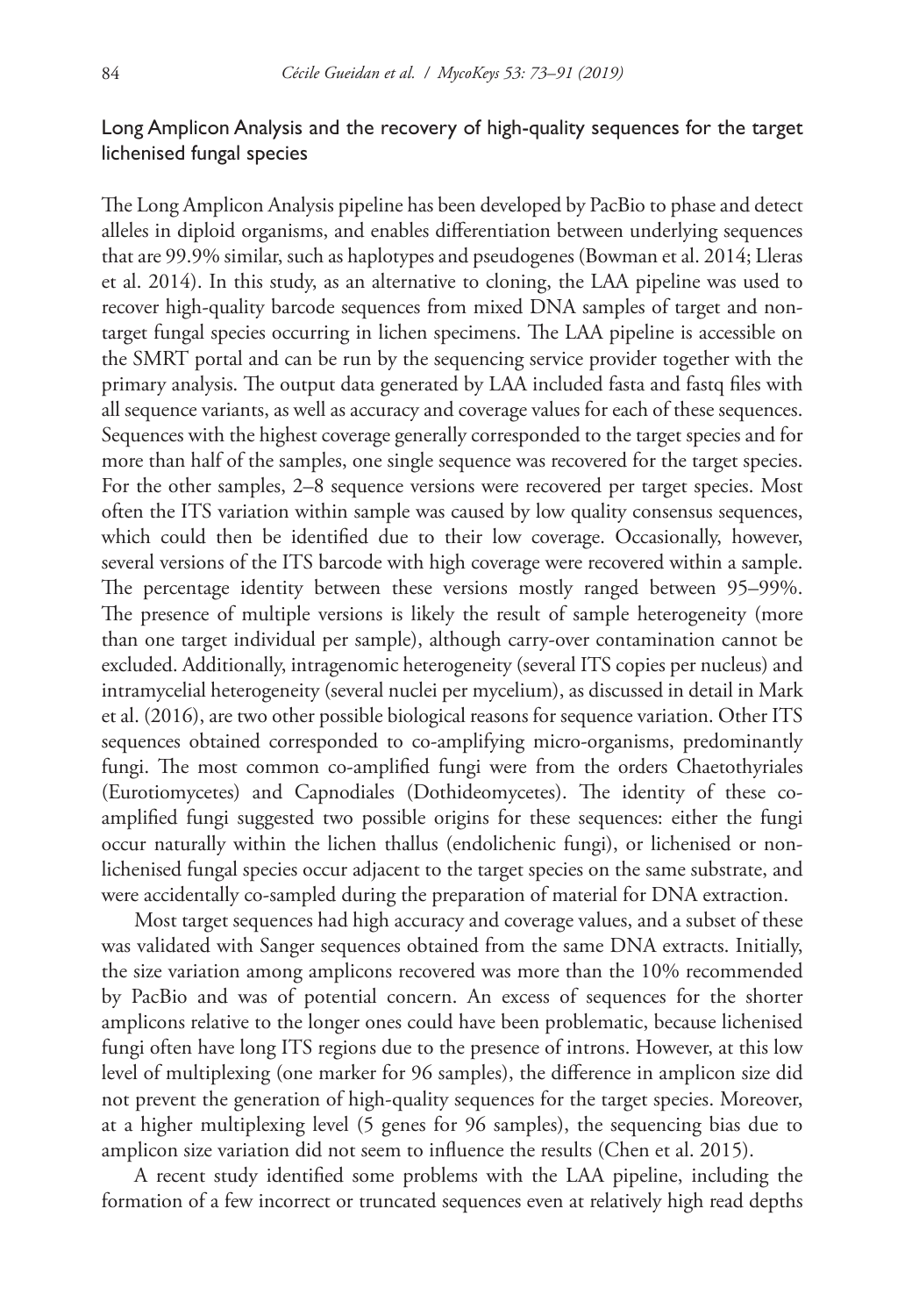## Long Amplicon Analysis and the recovery of high-quality sequences for the target lichenised fungal species

The Long Amplicon Analysis pipeline has been developed by PacBio to phase and detect alleles in diploid organisms, and enables differentiation between underlying sequences that are 99.9% similar, such as haplotypes and pseudogenes (Bowman et al. 2014; Lleras et al. 2014). In this study, as an alternative to cloning, the LAA pipeline was used to recover high-quality barcode sequences from mixed DNA samples of target and non-target fungal species occurring in lichen specimens. The LAA pipeline is accessible on the SMRT portal and can be run by the sequencing service provider together with the primary analysis. The output data generated by LAA included fasta and fastq files with all sequence variants, as well as accuracy and coverage values for each of these sequences. Sequences with the highest coverage generally corresponded to the target species and for more than half of the samples, one single sequence was recovered for the target species. For the other samples, 2–8 sequence versions were recovered per target species. Most often the ITS variation within sample was caused by low quality consensus sequences, which could then be identified due to their low coverage. Occasionally, however, several versions of the ITS barcode with high coverage were recovered within a sample. The percentage identity between these versions mostly ranged between 95–99%. The presence of multiple versions is likely the result of sample heterogeneity (more than one target individual per sample), although carry-over contamination cannot be excluded. Additionally, intragenomic heterogeneity (several ITS copies per nucleus) and intramycelial heterogeneity (several nuclei per mycelium), as discussed in detail in Mark et al. (2016), are two other possible biological reasons for sequence variation. Other ITS sequences obtained corresponded to co-amplifying micro-organisms, predominantly fungi. The most common co-amplified fungi were from the orders Chaetothyriales (Eurotiomycetes) and Capnodiales (Dothideomycetes). The identity of these co-amplified fungi suggested two possible origins for these sequences: either the fungi occur naturally within the lichen thallus (endolichenic fungi), or lichenised or non-lichenised fungal species occur adjacent to the target species on the same substrate, and were accidentally co-sampled during the preparation of material for DNA extraction.

Most target sequences had high accuracy and coverage values, and a subset of these was validated with Sanger sequences obtained from the same DNA extracts. Initially, the size variation among amplicons recovered was more than the 10% recommended by PacBio and was of potential concern. An excess of sequences for the shorter amplicons relative to the longer ones could have been problematic, because lichenised fungi often have long ITS regions due to the presence of introns. However, at this low level of multiplexing (one marker for 96 samples), the difference in amplicon size did not prevent the generation of high-quality sequences for the target species. Moreover, at a higher multiplexing level (5 genes for 96 samples), the sequencing bias due to amplicon size variation did not seem to influence the results (Chen et al. 2015).

A recent study identified some problems with the LAA pipeline, including the formation of a few incorrect or truncated sequences even at relatively high read depths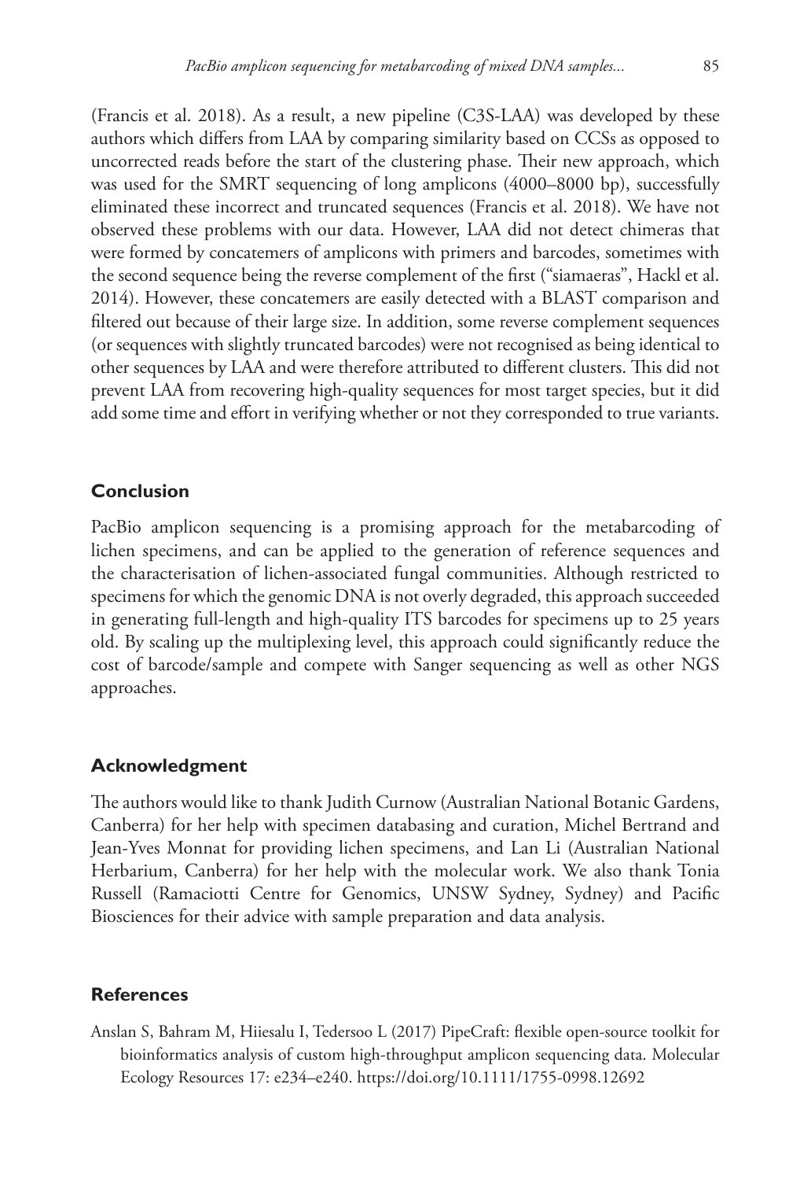(Francis et al. 2018). As a result, a new pipeline (C3S-LAA) was developed by these authors which differs from LAA by comparing similarity based on CCSs as opposed to uncorrected reads before the start of the clustering phase. Their new approach, which was used for the SMRT sequencing of long amplicons (4000–8000 bp), successfully eliminated these incorrect and truncated sequences (Francis et al. 2018). We have not observed these problems with our data. However, LAA did not detect chimeras that were formed by concatemers of amplicons with primers and barcodes, sometimes with the second sequence being the reverse complement of the first ("siamaeras", Hackl et al. 2014). However, these concatemers are easily detected with a BLAST comparison and filtered out because of their large size. In addition, some reverse complement sequences (or sequences with slightly truncated barcodes) were not recognised as being identical to other sequences by LAA and were therefore attributed to different clusters. This did not prevent LAA from recovering high-quality sequences for most target species, but it did add some time and effort in verifying whether or not they corresponded to true variants.

## Conclusion

PacBio amplicon sequencing is a promising approach for the metabarcoding of lichen specimens, and can be applied to the generation of reference sequences and the characterisation of lichen-associated fungal communities. Although restricted to specimens for which the genomic DNA is not overly degraded, this approach succeeded in generating full-length and high-quality ITS barcodes for specimens up to 25 years old. By scaling up the multiplexing level, this approach could significantly reduce the cost of barcode/sample and compete with Sanger sequencing as well as other NGS approaches.

## Acknowledgment

The authors would like to thank Judith Curnow (Australian National Botanic Gardens, Canberra) for her help with specimen databasing and curation, Michel Bertrand and Jean-Yves Monnat for providing lichen specimens, and Lan Li (Australian National Herbarium, Canberra) for her help with the molecular work. We also thank Tonia Russell (Ramaciotti Centre for Genomics, UNSW Sydney, Sydney) and Pacific Biosciences for their advice with sample preparation and data analysis.

## References

Anslan S, Bahram M, Hiiesalu I, Tedersoo L (2017) PipeCraft: flexible open-source toolkit for bioinformatics analysis of custom high-throughput amplicon sequencing data. Molecular Ecology Resources 17: e234–e240. https://doi.org/10.1111/1755-0998.12692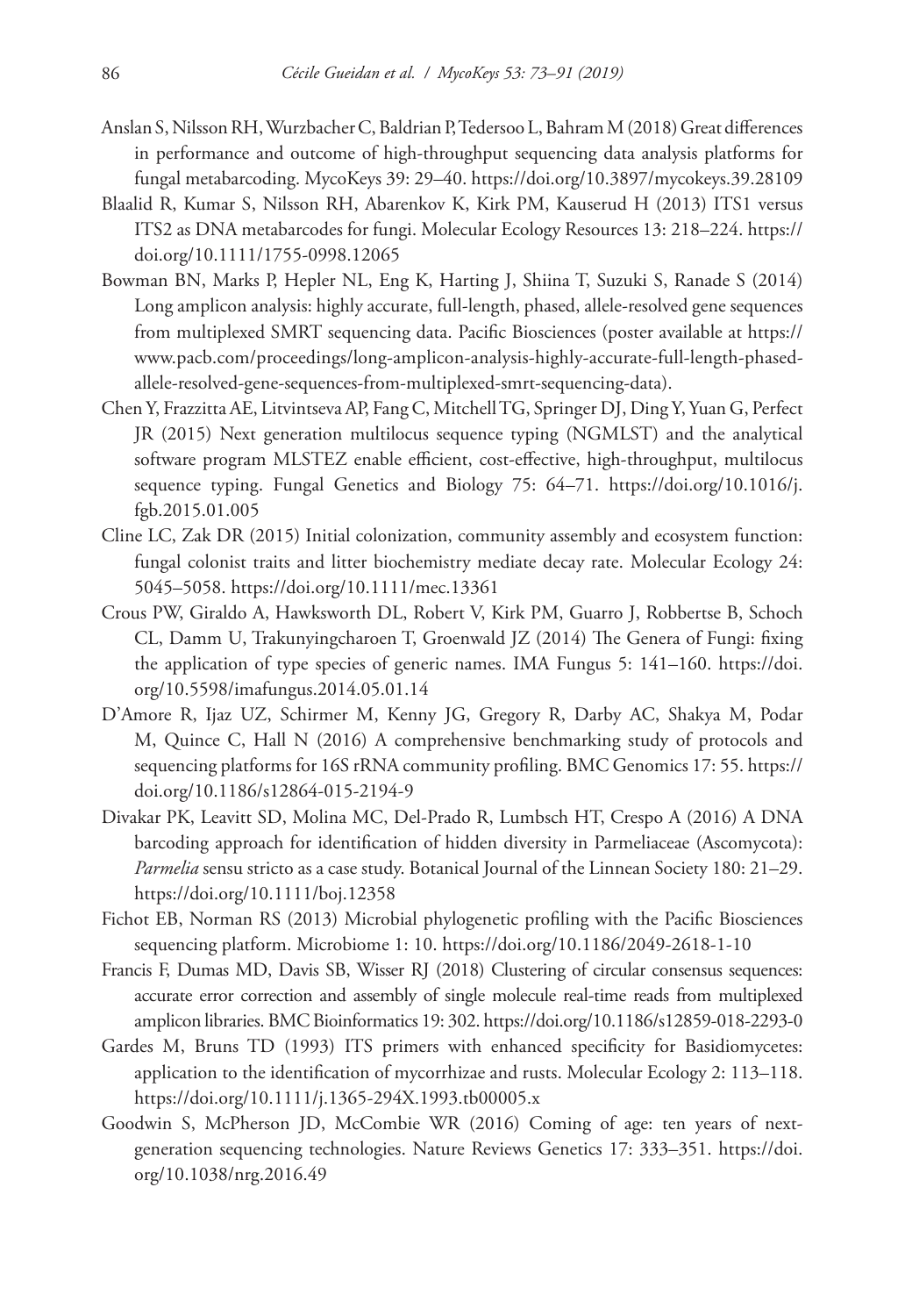Anslan S, Nilsson RH, Wurzbacher C, Baldrian P, Tedersoo L, Bahram M (2018) Great differences in performance and outcome of high-throughput sequencing data analysis platforms for fungal metabarcoding. MycoKeys 39: 29–40. https://doi.org/10.3897/mycokeys.39.28109

Blaalid R, Kumar S, Nilsson RH, Abarenkov K, Kirk PM, Kauserud H (2013) ITS1 versus ITS2 as DNA metabarcodes for fungi. Molecular Ecology Resources 13: 218–224. https://doi.org/10.1111/1755-0998.12065

Bowman BN, Marks P, Hepler NL, Eng K, Harting J, Shiina T, Suzuki S, Ranade S (2014) Long amplicon analysis: highly accurate, full-length, phased, allele-resolved gene sequences from multiplexed SMRT sequencing data. Pacific Biosciences (poster available at https://www.pacb.com/proceedings/long-amplicon-analysis-highly-accurate-full-length-phased-allele-resolved-gene-sequences-from-multiplexed-smrt-sequencing-data).

Chen Y, Frazzitta AE, Litvintseva AP, Fang C, Mitchell TG, Springer DJ, Ding Y, Yuan G, Perfect JR (2015) Next generation multilocus sequence typing (NGMLST) and the analytical software program MLSTEZ enable efficient, cost-effective, high-throughput, multilocus sequence typing. Fungal Genetics and Biology 75: 64–71. https://doi.org/10.1016/j.fgb.2015.01.005

Cline LC, Zak DR (2015) Initial colonization, community assembly and ecosystem function: fungal colonist traits and litter biochemistry mediate decay rate. Molecular Ecology 24: 5045–5058. https://doi.org/10.1111/mec.13361

Crous PW, Giraldo A, Hawksworth DL, Robert V, Kirk PM, Guarro J, Robbertse B, Schoch CL, Damm U, Trakunyingcharoen T, Groenwald JZ (2014) The Genera of Fungi: fixing the application of type species of generic names. IMA Fungus 5: 141–160. https://doi.org/10.5598/imafungus.2014.05.01.14

D'Amore R, Ijaz UZ, Schirmer M, Kenny JG, Gregory R, Darby AC, Shakya M, Podar M, Quince C, Hall N (2016) A comprehensive benchmarking study of protocols and sequencing platforms for 16S rRNA community profiling. BMC Genomics 17: 55. https://doi.org/10.1186/s12864-015-2194-9

Divakar PK, Leavitt SD, Molina MC, Del-Prado R, Lumbsch HT, Crespo A (2016) A DNA barcoding approach for identification of hidden diversity in Parmeliaceae (Ascomycota): *Parmelia* sensu stricto as a case study. Botanical Journal of the Linnean Society 180: 21–29. https://doi.org/10.1111/boj.12358

Fichot EB, Norman RS (2013) Microbial phylogenetic profiling with the Pacific Biosciences sequencing platform. Microbiome 1: 10. https://doi.org/10.1186/2049-2618-1-10

Francis F, Dumas MD, Davis SB, Wisser RJ (2018) Clustering of circular consensus sequences: accurate error correction and assembly of single molecule real-time reads from multiplexed amplicon libraries. BMC Bioinformatics 19: 302. https://doi.org/10.1186/s12859-018-2293-0

Gardes M, Bruns TD (1993) ITS primers with enhanced specificity for Basidiomycetes: application to the identification of mycorrhizae and rusts. Molecular Ecology 2: 113–118. https://doi.org/10.1111/j.1365-294X.1993.tb00005.x

Goodwin S, McPherson JD, McCombie WR (2016) Coming of age: ten years of next-generation sequencing technologies. Nature Reviews Genetics 17: 333–351. https://doi.org/10.1038/nrg.2016.49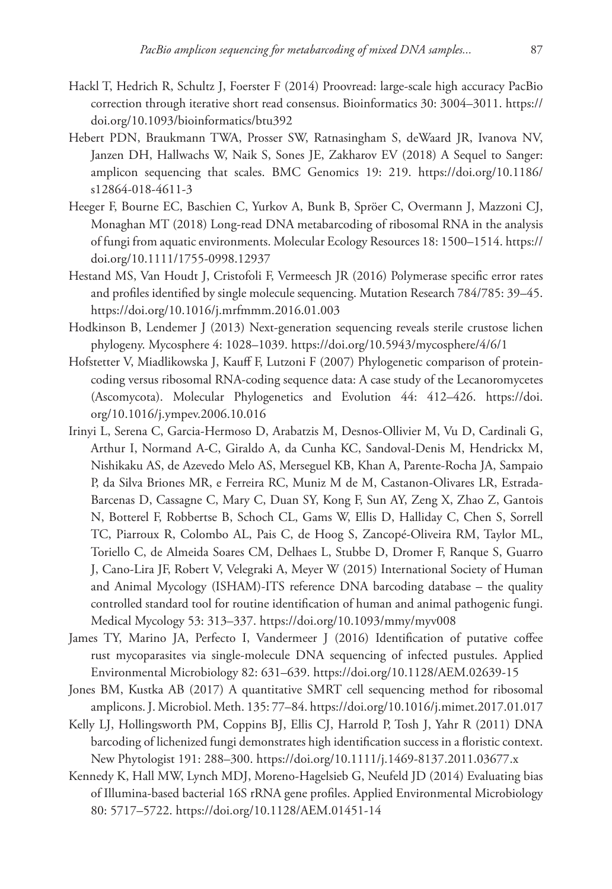Hackl T, Hedrich R, Schultz J, Foerster F (2014) Proovread: large-scale high accuracy PacBio correction through iterative short read consensus. Bioinformatics 30: 3004–3011. https://doi.org/10.1093/bioinformatics/btu392

Hebert PDN, Braukmann TWA, Prosser SW, Ratnasingham S, deWaard JR, Ivanova NV, Janzen DH, Hallwachs W, Naik S, Sones JE, Zakharov EV (2018) A Sequel to Sanger: amplicon sequencing that scales. BMC Genomics 19: 219. https://doi.org/10.1186/s12864-018-4611-3

Heeger F, Bourne EC, Baschien C, Yurkov A, Bunk B, Spröer C, Overmann J, Mazzoni CJ, Monaghan MT (2018) Long-read DNA metabarcoding of ribosomal RNA in the analysis of fungi from aquatic environments. Molecular Ecology Resources 18: 1500–1514. https://doi.org/10.1111/1755-0998.12937

Hestand MS, Van Houdt J, Cristofoli F, Vermeesch JR (2016) Polymerase specific error rates and profiles identified by single molecule sequencing. Mutation Research 784/785: 39–45. https://doi.org/10.1016/j.mrfmmm.2016.01.003

Hodkinson B, Lendemer J (2013) Next-generation sequencing reveals sterile crustose lichen phylogeny. Mycosphere 4: 1028–1039. https://doi.org/10.5943/mycosphere/4/6/1

Hofstetter V, Miadlikowska J, Kauff F, Lutzoni F (2007) Phylogenetic comparison of protein-coding versus ribosomal RNA-coding sequence data: A case study of the Lecanoromycetes (Ascomycota). Molecular Phylogenetics and Evolution 44: 412–426. https://doi.org/10.1016/j.ympev.2006.10.016

Irinyi L, Serena C, Garcia-Hermoso D, Arabatzis M, Desnos-Ollivier M, Vu D, Cardinali G, Arthur I, Normand A-C, Giraldo A, da Cunha KC, Sandoval-Denis M, Hendrickx M, Nishikaku AS, de Azevedo Melo AS, Merseguel KB, Khan A, Parente-Rocha JA, Sampaio P, da Silva Briones MR, e Ferreira RC, Muniz M de M, Castanon-Olivares LR, Estrada-Barcenas D, Cassagne C, Mary C, Duan SY, Kong F, Sun AY, Zeng X, Zhao Z, Gantois N, Botterel F, Robbertse B, Schoch CL, Gams W, Ellis D, Halliday C, Chen S, Sorrell TC, Piarroux R, Colombo AL, Pais C, de Hoog S, Zancopé-Oliveira RM, Taylor ML, Toriello C, de Almeida Soares CM, Delhaes L, Stubbe D, Dromer F, Ranque S, Guarro J, Cano-Lira JF, Robert V, Velegraki A, Meyer W (2015) International Society of Human and Animal Mycology (ISHAM)-ITS reference DNA barcoding database – the quality controlled standard tool for routine identification of human and animal pathogenic fungi. Medical Mycology 53: 313–337. https://doi.org/10.1093/mmy/myv008

James TY, Marino JA, Perfecto I, Vandermeer J (2016) Identification of putative coffee rust mycoparasites via single-molecule DNA sequencing of infected pustules. Applied Environmental Microbiology 82: 631–639. https://doi.org/10.1128/AEM.02639-15

Jones BM, Kustka AB (2017) A quantitative SMRT cell sequencing method for ribosomal amplicons. J. Microbiol. Meth. 135: 77–84. https://doi.org/10.1016/j.mimet.2017.01.017

Kelly LJ, Hollingsworth PM, Coppins BJ, Ellis CJ, Harrold P, Tosh J, Yahr R (2011) DNA barcoding of lichenized fungi demonstrates high identification success in a floristic context. New Phytologist 191: 288–300. https://doi.org/10.1111/j.1469-8137.2011.03677.x

Kennedy K, Hall MW, Lynch MDJ, Moreno-Hagelsieb G, Neufeld JD (2014) Evaluating bias of Illumina-based bacterial 16S rRNA gene profiles. Applied Environmental Microbiology 80: 5717–5722. https://doi.org/10.1128/AEM.01451-14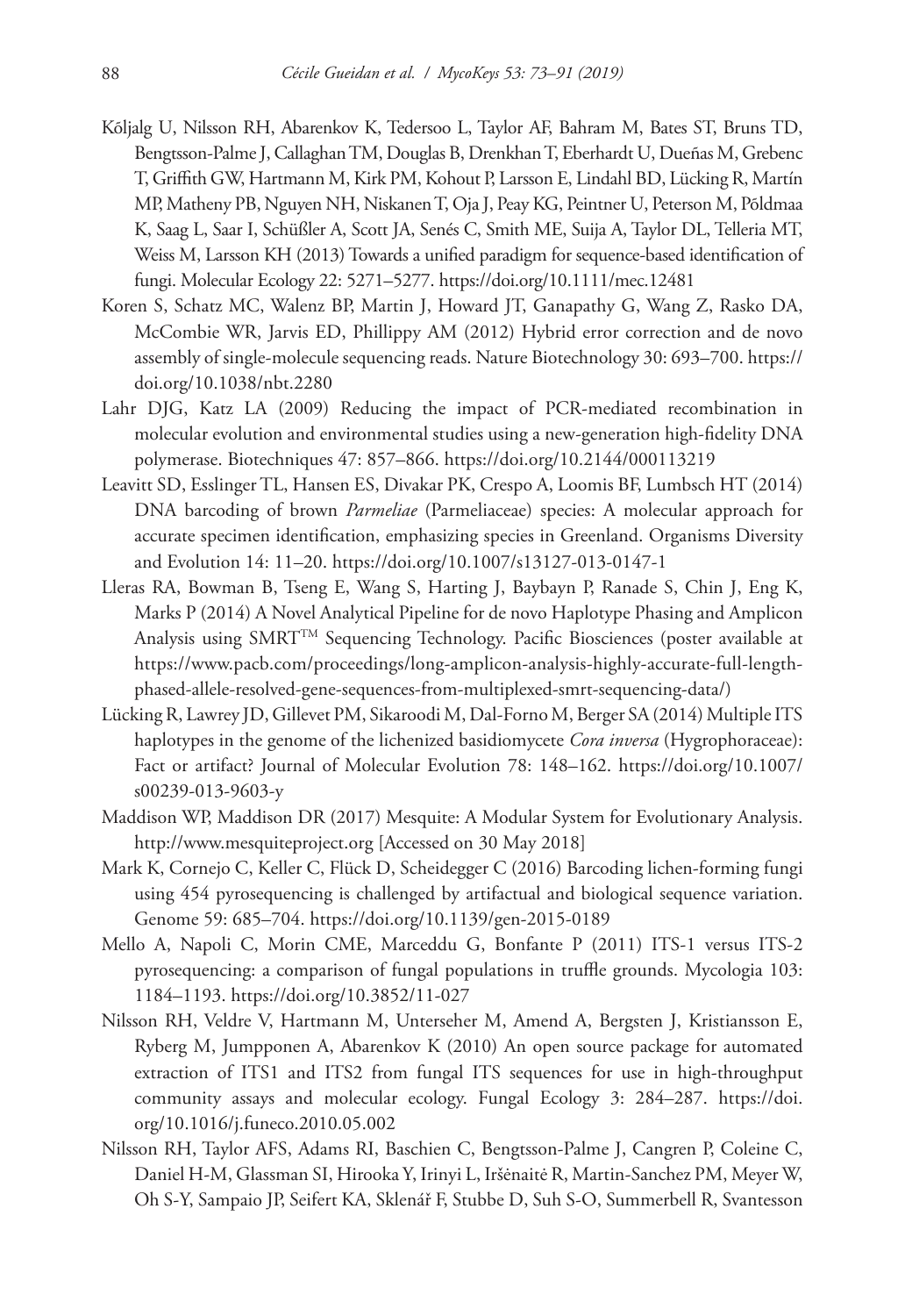Kõljalg U, Nilsson RH, Abarenkov K, Tedersoo L, Taylor AF, Bahram M, Bates ST, Bruns TD, Bengtsson-Palme J, Callaghan TM, Douglas B, Drenkhan T, Eberhardt U, Dueñas M, Grebenc T, Griffith GW, Hartmann M, Kirk PM, Kohout P, Larsson E, Lindahl BD, Lücking R, Martín MP, Matheny PB, Nguyen NH, Niskanen T, Oja J, Peay KG, Peintner U, Peterson M, Põldmaa K, Saag L, Saar I, Schüßler A, Scott JA, Senés C, Smith ME, Suija A, Taylor DL, Telleria MT, Weiss M, Larsson KH (2013) Towards a unified paradigm for sequence-based identification of fungi. Molecular Ecology 22: 5271–5277. https://doi.org/10.1111/mec.12481

Koren S, Schatz MC, Walenz BP, Martin J, Howard JT, Ganapathy G, Wang Z, Rasko DA, McCombie WR, Jarvis ED, Phillippy AM (2012) Hybrid error correction and de novo assembly of single-molecule sequencing reads. Nature Biotechnology 30: 693–700. https://doi.org/10.1038/nbt.2280

Lahr DJG, Katz LA (2009) Reducing the impact of PCR-mediated recombination in molecular evolution and environmental studies using a new-generation high-fidelity DNA polymerase. Biotechniques 47: 857–866. https://doi.org/10.2144/000113219

Leavitt SD, Esslinger TL, Hansen ES, Divakar PK, Crespo A, Loomis BF, Lumbsch HT (2014) DNA barcoding of brown *Parmeliae* (Parmeliaceae) species: A molecular approach for accurate specimen identification, emphasizing species in Greenland. Organisms Diversity and Evolution 14: 11–20. https://doi.org/10.1007/s13127-013-0147-1

Lleras RA, Bowman B, Tseng E, Wang S, Harting J, Baybayn P, Ranade S, Chin J, Eng K, Marks P (2014) A Novel Analytical Pipeline for de novo Haplotype Phasing and Amplicon Analysis using SMRT™ Sequencing Technology. Pacific Biosciences (poster available at https://www.pacb.com/proceedings/long-amplicon-analysis-highly-accurate-full-length-phased-allele-resolved-gene-sequences-from-multiplexed-smrt-sequencing-data/)

Lücking R, Lawrey JD, Gillevet PM, Sikaroodi M, Dal-Forno M, Berger SA (2014) Multiple ITS haplotypes in the genome of the lichenized basidiomycete *Cora inversa* (Hygrophoraceae): Fact or artifact? Journal of Molecular Evolution 78: 148–162. https://doi.org/10.1007/s00239-013-9603-y

Maddison WP, Maddison DR (2017) Mesquite: A Modular System for Evolutionary Analysis. http://www.mesquiteproject.org [Accessed on 30 May 2018]

Mark K, Cornejo C, Keller C, Flück D, Scheidegger C (2016) Barcoding lichen-forming fungi using 454 pyrosequencing is challenged by artifactual and biological sequence variation. Genome 59: 685–704. https://doi.org/10.1139/gen-2015-0189

Mello A, Napoli C, Morin CME, Marceddu G, Bonfante P (2011) ITS-1 versus ITS-2 pyrosequencing: a comparison of fungal populations in truffle grounds. Mycologia 103: 1184–1193. https://doi.org/10.3852/11-027

Nilsson RH, Veldre V, Hartmann M, Unterseher M, Amend A, Bergsten J, Kristiansson E, Ryberg M, Jumpponen A, Abarenkov K (2010) An open source package for automated extraction of ITS1 and ITS2 from fungal ITS sequences for use in high-throughput community assays and molecular ecology. Fungal Ecology 3: 284–287. https://doi.org/10.1016/j.funeco.2010.05.002

Nilsson RH, Taylor AFS, Adams RI, Baschien C, Bengtsson-Palme J, Cangren P, Coleine C, Daniel H-M, Glassman SI, Hirooka Y, Irinyi L, Iršėnaitė R, Martin-Sanchez PM, Meyer W, Oh S-Y, Sampaio JP, Seifert KA, Sklenář F, Stubbe D, Suh S-O, Summerbell R, Svantesson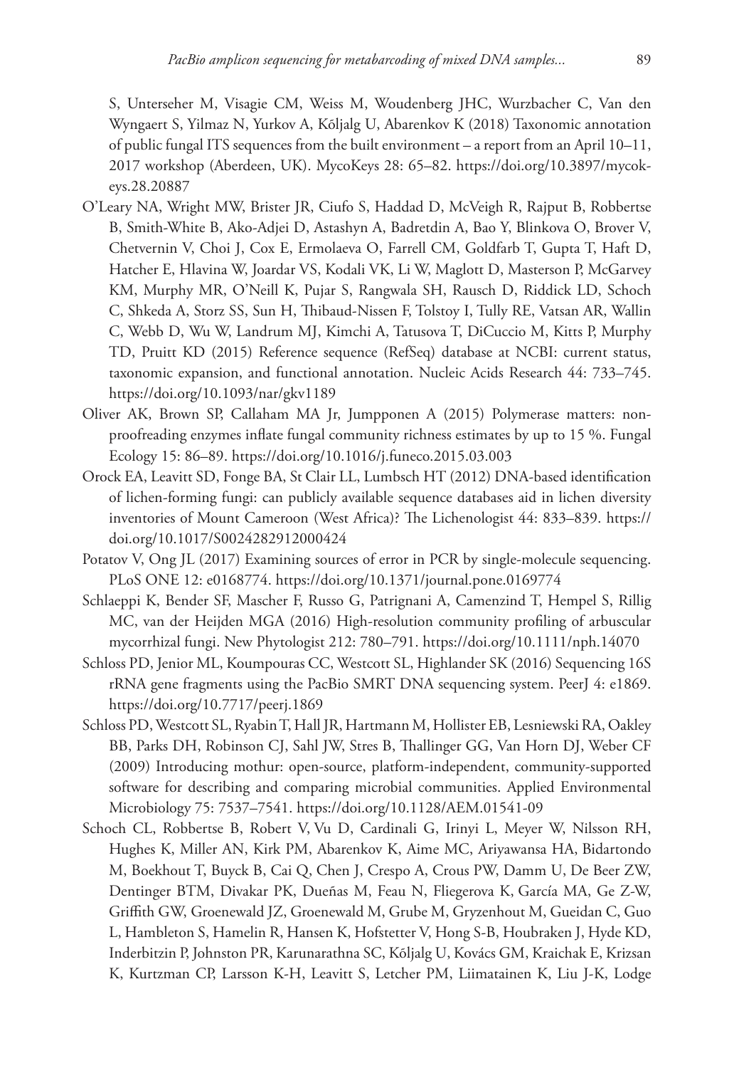S, Unterseher M, Visagie CM, Weiss M, Woudenberg JHC, Wurzbacher C, Van den Wyngaert S, Yilmaz N, Yurkov A, Kõljalg U, Abarenkov K (2018) Taxonomic annotation of public fungal ITS sequences from the built environment – a report from an April 10–11, 2017 workshop (Aberdeen, UK). MycoKeys 28: 65–82. https://doi.org/10.3897/mycokeys.28.20887

O'Leary NA, Wright MW, Brister JR, Ciufo S, Haddad D, McVeigh R, Rajput B, Robbertse B, Smith-White B, Ako-Adjei D, Astashyn A, Badretdin A, Bao Y, Blinkova O, Brover V, Chetvernin V, Choi J, Cox E, Ermolaeva O, Farrell CM, Goldfarb T, Gupta T, Haft D, Hatcher E, Hlavina W, Joardar VS, Kodali VK, Li W, Maglott D, Masterson P, McGarvey KM, Murphy MR, O'Neill K, Pujar S, Rangwala SH, Rausch D, Riddick LD, Schoch C, Shkeda A, Storz SS, Sun H, Thibaud-Nissen F, Tolstoy I, Tully RE, Vatsan AR, Wallin C, Webb D, Wu W, Landrum MJ, Kimchi A, Tatusova T, DiCuccio M, Kitts P, Murphy TD, Pruitt KD (2015) Reference sequence (RefSeq) database at NCBI: current status, taxonomic expansion, and functional annotation. Nucleic Acids Research 44: 733–745. https://doi.org/10.1093/nar/gkv1189

Oliver AK, Brown SP, Callaham MA Jr, Jumpponen A (2015) Polymerase matters: non-proofreading enzymes inflate fungal community richness estimates by up to 15 %. Fungal Ecology 15: 86–89. https://doi.org/10.1016/j.funeco.2015.03.003

Orock EA, Leavitt SD, Fonge BA, St Clair LL, Lumbsch HT (2012) DNA-based identification of lichen-forming fungi: can publicly available sequence databases aid in lichen diversity inventories of Mount Cameroon (West Africa)? The Lichenologist 44: 833–839. https://doi.org/10.1017/S0024282912000424

Potatov V, Ong JL (2017) Examining sources of error in PCR by single-molecule sequencing. PLoS ONE 12: e0168774. https://doi.org/10.1371/journal.pone.0169774

Schlaeppi K, Bender SF, Mascher F, Russo G, Patrignani A, Camenzind T, Hempel S, Rillig MC, van der Heijden MGA (2016) High-resolution community profiling of arbuscular mycorrhizal fungi. New Phytologist 212: 780–791. https://doi.org/10.1111/nph.14070

Schloss PD, Jenior ML, Koumpouras CC, Westcott SL, Highlander SK (2016) Sequencing 16S rRNA gene fragments using the PacBio SMRT DNA sequencing system. PeerJ 4: e1869. https://doi.org/10.7717/peerj.1869

Schloss PD, Westcott SL, Ryabin T, Hall JR, Hartmann M, Hollister EB, Lesniewski RA, Oakley BB, Parks DH, Robinson CJ, Sahl JW, Stres B, Thallinger GG, Van Horn DJ, Weber CF (2009) Introducing mothur: open-source, platform-independent, community-supported software for describing and comparing microbial communities. Applied Environmental Microbiology 75: 7537–7541. https://doi.org/10.1128/AEM.01541-09

Schoch CL, Robbertse B, Robert V, Vu D, Cardinali G, Irinyi L, Meyer W, Nilsson RH, Hughes K, Miller AN, Kirk PM, Abarenkov K, Aime MC, Ariyawansa HA, Bidartondo M, Boekhout T, Buyck B, Cai Q, Chen J, Crespo A, Crous PW, Damm U, De Beer ZW, Dentinger BTM, Divakar PK, Dueñas M, Feau N, Fliegerova K, García MA, Ge Z-W, Griffith GW, Groenewald JZ, Groenewald M, Grube M, Gryzenhout M, Gueidan C, Guo L, Hambleton S, Hamelin R, Hansen K, Hofstetter V, Hong S-B, Houbraken J, Hyde KD, Inderbitzin P, Johnston PR, Karunarathna SC, Kõljalg U, Kovács GM, Kraichak E, Krizsan K, Kurtzman CP, Larsson K-H, Leavitt S, Letcher PM, Liimatainen K, Liu J-K, Lodge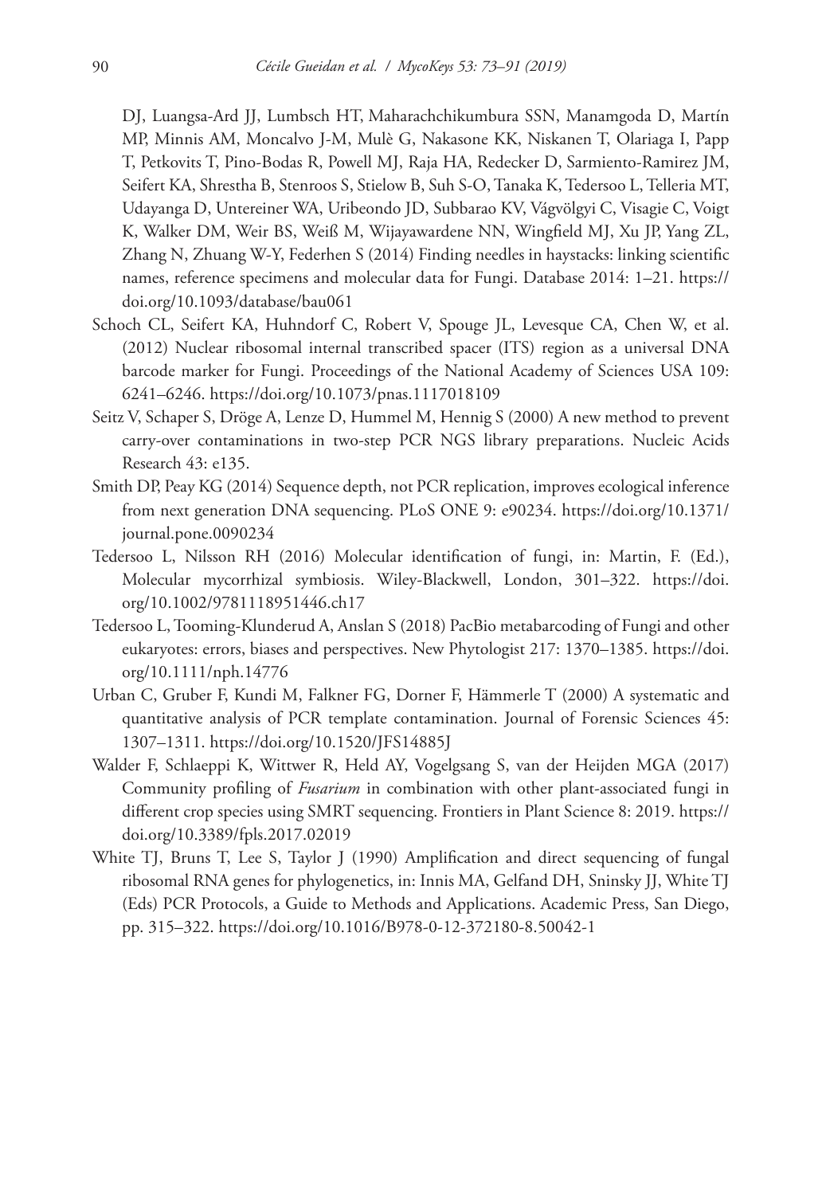DJ, Luangsa-Ard JJ, Lumbsch HT, Maharachchikumbura SSN, Manamgoda D, Martín MP, Minnis AM, Moncalvo J-M, Mulè G, Nakasone KK, Niskanen T, Olariaga I, Papp T, Petkovits T, Pino-Bodas R, Powell MJ, Raja HA, Redecker D, Sarmiento-Ramirez JM, Seifert KA, Shrestha B, Stenroos S, Stielow B, Suh S-O, Tanaka K, Tedersoo L, Telleria MT, Udayanga D, Untereiner WA, Uribeondo JD, Subbarao KV, Vágvölgyi C, Visagie C, Voigt K, Walker DM, Weir BS, Weiß M, Wijayawardene NN, Wingfield MJ, Xu JP, Yang ZL, Zhang N, Zhuang W-Y, Federhen S (2014) Finding needles in haystacks: linking scientific names, reference specimens and molecular data for Fungi. Database 2014: 1–21. https://doi.org/10.1093/database/bau061

Schoch CL, Seifert KA, Huhndorf C, Robert V, Spouge JL, Levesque CA, Chen W, et al. (2012) Nuclear ribosomal internal transcribed spacer (ITS) region as a universal DNA barcode marker for Fungi. Proceedings of the National Academy of Sciences USA 109: 6241–6246. https://doi.org/10.1073/pnas.1117018109

Seitz V, Schaper S, Dröge A, Lenze D, Hummel M, Hennig S (2000) A new method to prevent carry-over contaminations in two-step PCR NGS library preparations. Nucleic Acids Research 43: e135.

Smith DP, Peay KG (2014) Sequence depth, not PCR replication, improves ecological inference from next generation DNA sequencing. PLoS ONE 9: e90234. https://doi.org/10.1371/journal.pone.0090234

Tedersoo L, Nilsson RH (2016) Molecular identification of fungi, in: Martin, F. (Ed.), Molecular mycorrhizal symbiosis. Wiley-Blackwell, London, 301–322. https://doi.org/10.1002/9781118951446.ch17

Tedersoo L, Tooming-Klunderud A, Anslan S (2018) PacBio metabarcoding of Fungi and other eukaryotes: errors, biases and perspectives. New Phytologist 217: 1370–1385. https://doi.org/10.1111/nph.14776

Urban C, Gruber F, Kundi M, Falkner FG, Dorner F, Hämmerle T (2000) A systematic and quantitative analysis of PCR template contamination. Journal of Forensic Sciences 45: 1307–1311. https://doi.org/10.1520/JFS14885J

Walder F, Schlaeppi K, Wittwer R, Held AY, Vogelgsang S, van der Heijden MGA (2017) Community profiling of *Fusarium* in combination with other plant-associated fungi in different crop species using SMRT sequencing. Frontiers in Plant Science 8: 2019. https://doi.org/10.3389/fpls.2017.02019

White TJ, Bruns T, Lee S, Taylor J (1990) Amplification and direct sequencing of fungal ribosomal RNA genes for phylogenetics, in: Innis MA, Gelfand DH, Sninsky JJ, White TJ (Eds) PCR Protocols, a Guide to Methods and Applications. Academic Press, San Diego, pp. 315–322. https://doi.org/10.1016/B978-0-12-372180-8.50042-1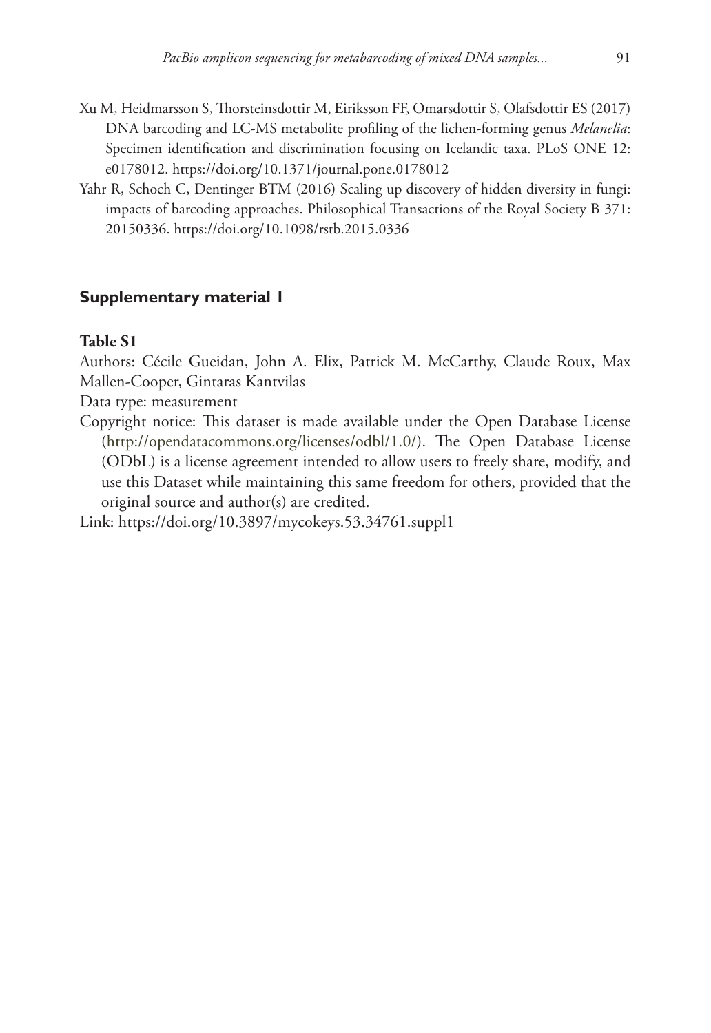Xu M, Heidmarsson S, Thorsteinsdottir M, Eiriksson FF, Omarsdottir S, Olafsdottir ES (2017) DNA barcoding and LC-MS metabolite profiling of the lichen-forming genus *Melanelia*: Specimen identification and discrimination focusing on Icelandic taxa. PLoS ONE 12: e0178012. https://doi.org/10.1371/journal.pone.0178012

Yahr R, Schoch C, Dentinger BTM (2016) Scaling up discovery of hidden diversity in fungi: impacts of barcoding approaches. Philosophical Transactions of the Royal Society B 371: 20150336. https://doi.org/10.1098/rstb.2015.0336

## Supplementary material 1

**Table S1**

Authors: Cécile Gueidan, John A. Elix, Patrick M. McCarthy, Claude Roux, Max Mallen-Cooper, Gintaras Kantvilas

Data type: measurement

Copyright notice: This dataset is made available under the Open Database License (http://opendatacommons.org/licenses/odbl/1.0/). The Open Database License (ODbL) is a license agreement intended to allow users to freely share, modify, and use this Dataset while maintaining this same freedom for others, provided that the original source and author(s) are credited.

Link: https://doi.org/10.3897/mycokeys.53.34761.suppl1